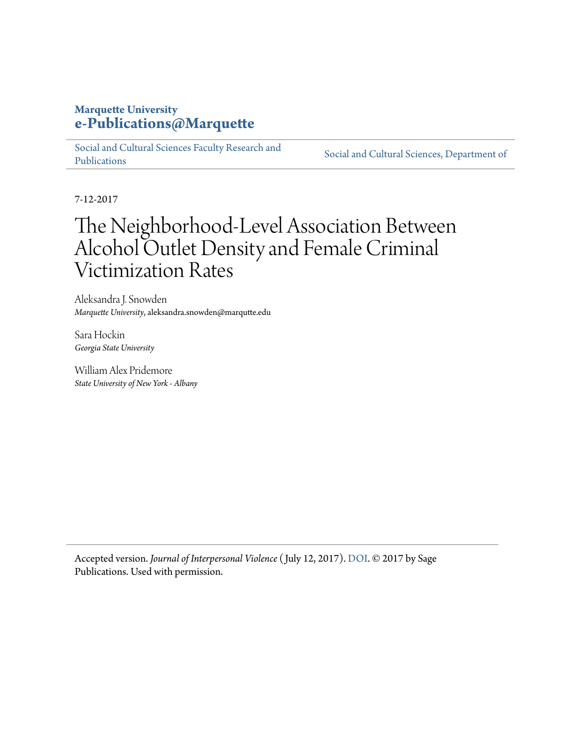**Marquette University**
**e-Publications@Marquette**

Social and Cultural Sciences Faculty Research and Publications | Social and Cultural Sciences, Department of

7-12-2017

# The Neighborhood-Level Association Between Alcohol Outlet Density and Female Criminal Victimization Rates

Aleksandra J. Snowden
*Marquette University*, aleksandra.snowden@marqutte.edu

Sara Hockin
*Georgia State University*

William Alex Pridemore
*State University of New York - Albany*

Accepted version. *Journal of Interpersonal Violence* (July 12, 2017). DOI. © 2017 by Sage Publications. Used with permission.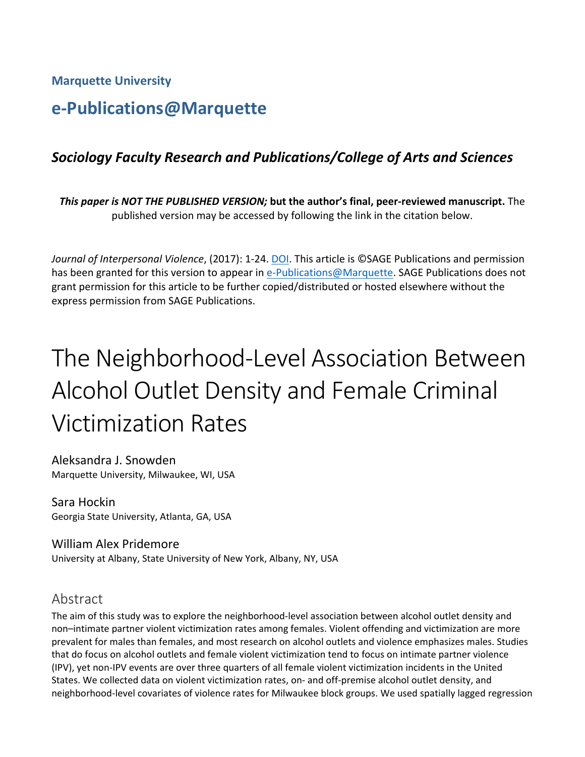**Marquette University**

# e-Publications@Marquette

### *Sociology Faculty Research and Publications/College of Arts and Sciences*

***This paper is NOT THE PUBLISHED VERSION;* but the author's final, peer-reviewed manuscript.** The published version may be accessed by following the link in the citation below.

*Journal of Interpersonal Violence*, (2017): 1-24. DOI. This article is ©SAGE Publications and permission has been granted for this version to appear in e-Publications@Marquette. SAGE Publications does not grant permission for this article to be further copied/distributed or hosted elsewhere without the express permission from SAGE Publications.

# The Neighborhood-Level Association Between Alcohol Outlet Density and Female Criminal Victimization Rates

Aleksandra J. Snowden
Marquette University, Milwaukee, WI, USA

Sara Hockin
Georgia State University, Atlanta, GA, USA

William Alex Pridemore
University at Albany, State University of New York, Albany, NY, USA

## Abstract

The aim of this study was to explore the neighborhood-level association between alcohol outlet density and non–intimate partner violent victimization rates among females. Violent offending and victimization are more prevalent for males than females, and most research on alcohol outlets and violence emphasizes males. Studies that do focus on alcohol outlets and female violent victimization tend to focus on intimate partner violence (IPV), yet non-IPV events are over three quarters of all female violent victimization incidents in the United States. We collected data on violent victimization rates, on- and off-premise alcohol outlet density, and neighborhood-level covariates of violence rates for Milwaukee block groups. We used spatially lagged regression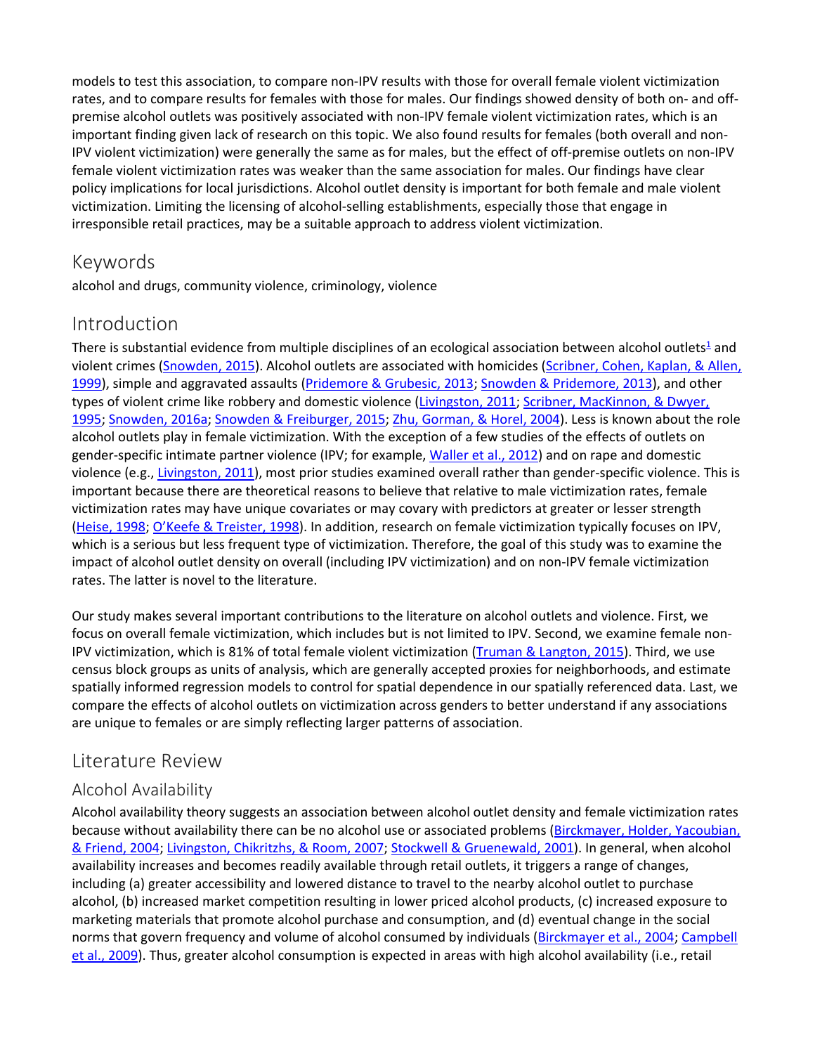models to test this association, to compare non-IPV results with those for overall female violent victimization rates, and to compare results for females with those for males. Our findings showed density of both on- and off-premise alcohol outlets was positively associated with non-IPV female violent victimization rates, which is an important finding given lack of research on this topic. We also found results for females (both overall and non-IPV violent victimization) were generally the same as for males, but the effect of off-premise outlets on non-IPV female violent victimization rates was weaker than the same association for males. Our findings have clear policy implications for local jurisdictions. Alcohol outlet density is important for both female and male violent victimization. Limiting the licensing of alcohol-selling establishments, especially those that engage in irresponsible retail practices, may be a suitable approach to address violent victimization.

## Keywords

alcohol and drugs, community violence, criminology, violence

## Introduction

There is substantial evidence from multiple disciplines of an ecological association between alcohol outlets[1] and violent crimes (Snowden, 2015). Alcohol outlets are associated with homicides (Scribner, Cohen, Kaplan, & Allen, 1999), simple and aggravated assaults (Pridemore & Grubesic, 2013; Snowden & Pridemore, 2013), and other types of violent crime like robbery and domestic violence (Livingston, 2011; Scribner, MacKinnon, & Dwyer, 1995; Snowden, 2016a; Snowden & Freiburger, 2015; Zhu, Gorman, & Horel, 2004). Less is known about the role alcohol outlets play in female victimization. With the exception of a few studies of the effects of outlets on gender-specific intimate partner violence (IPV; for example, Waller et al., 2012) and on rape and domestic violence (e.g., Livingston, 2011), most prior studies examined overall rather than gender-specific violence. This is important because there are theoretical reasons to believe that relative to male victimization rates, female victimization rates may have unique covariates or may covary with predictors at greater or lesser strength (Heise, 1998; O'Keefe & Treister, 1998). In addition, research on female victimization typically focuses on IPV, which is a serious but less frequent type of victimization. Therefore, the goal of this study was to examine the impact of alcohol outlet density on overall (including IPV victimization) and on non-IPV female victimization rates. The latter is novel to the literature.

Our study makes several important contributions to the literature on alcohol outlets and violence. First, we focus on overall female victimization, which includes but is not limited to IPV. Second, we examine female non-IPV victimization, which is 81% of total female violent victimization (Truman & Langton, 2015). Third, we use census block groups as units of analysis, which are generally accepted proxies for neighborhoods, and estimate spatially informed regression models to control for spatial dependence in our spatially referenced data. Last, we compare the effects of alcohol outlets on victimization across genders to better understand if any associations are unique to females or are simply reflecting larger patterns of association.

## Literature Review

### Alcohol Availability

Alcohol availability theory suggests an association between alcohol outlet density and female victimization rates because without availability there can be no alcohol use or associated problems (Birckmayer, Holder, Yacoubian, & Friend, 2004; Livingston, Chikritzhs, & Room, 2007; Stockwell & Gruenewald, 2001). In general, when alcohol availability increases and becomes readily available through retail outlets, it triggers a range of changes, including (a) greater accessibility and lowered distance to travel to the nearby alcohol outlet to purchase alcohol, (b) increased market competition resulting in lower priced alcohol products, (c) increased exposure to marketing materials that promote alcohol purchase and consumption, and (d) eventual change in the social norms that govern frequency and volume of alcohol consumed by individuals (Birckmayer et al., 2004; Campbell et al., 2009). Thus, greater alcohol consumption is expected in areas with high alcohol availability (i.e., retail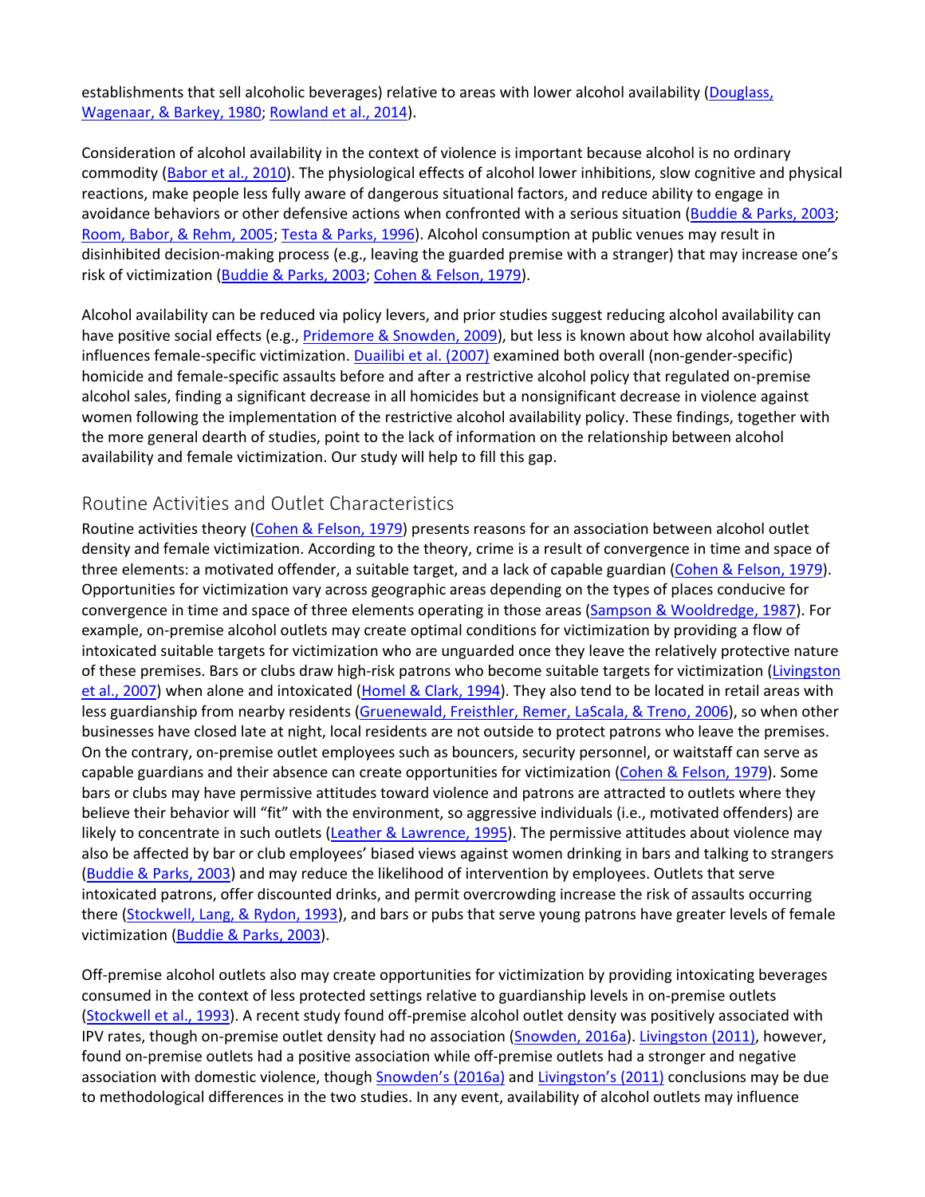establishments that sell alcoholic beverages) relative to areas with lower alcohol availability (Douglass, Wagenaar, & Barkey, 1980; Rowland et al., 2014).

Consideration of alcohol availability in the context of violence is important because alcohol is no ordinary commodity (Babor et al., 2010). The physiological effects of alcohol lower inhibitions, slow cognitive and physical reactions, make people less fully aware of dangerous situational factors, and reduce ability to engage in avoidance behaviors or other defensive actions when confronted with a serious situation (Buddie & Parks, 2003; Room, Babor, & Rehm, 2005; Testa & Parks, 1996). Alcohol consumption at public venues may result in disinhibited decision-making process (e.g., leaving the guarded premise with a stranger) that may increase one's risk of victimization (Buddie & Parks, 2003; Cohen & Felson, 1979).

Alcohol availability can be reduced via policy levers, and prior studies suggest reducing alcohol availability can have positive social effects (e.g., Pridemore & Snowden, 2009), but less is known about how alcohol availability influences female-specific victimization. Duailibi et al. (2007) examined both overall (non-gender-specific) homicide and female-specific assaults before and after a restrictive alcohol policy that regulated on-premise alcohol sales, finding a significant decrease in all homicides but a nonsignificant decrease in violence against women following the implementation of the restrictive alcohol availability policy. These findings, together with the more general dearth of studies, point to the lack of information on the relationship between alcohol availability and female victimization. Our study will help to fill this gap.

## Routine Activities and Outlet Characteristics

Routine activities theory (Cohen & Felson, 1979) presents reasons for an association between alcohol outlet density and female victimization. According to the theory, crime is a result of convergence in time and space of three elements: a motivated offender, a suitable target, and a lack of capable guardian (Cohen & Felson, 1979). Opportunities for victimization vary across geographic areas depending on the types of places conducive for convergence in time and space of three elements operating in those areas (Sampson & Wooldredge, 1987). For example, on-premise alcohol outlets may create optimal conditions for victimization by providing a flow of intoxicated suitable targets for victimization who are unguarded once they leave the relatively protective nature of these premises. Bars or clubs draw high-risk patrons who become suitable targets for victimization (Livingston et al., 2007) when alone and intoxicated (Homel & Clark, 1994). They also tend to be located in retail areas with less guardianship from nearby residents (Gruenewald, Freisthler, Remer, LaScala, & Treno, 2006), so when other businesses have closed late at night, local residents are not outside to protect patrons who leave the premises. On the contrary, on-premise outlet employees such as bouncers, security personnel, or waitstaff can serve as capable guardians and their absence can create opportunities for victimization (Cohen & Felson, 1979). Some bars or clubs may have permissive attitudes toward violence and patrons are attracted to outlets where they believe their behavior will "fit" with the environment, so aggressive individuals (i.e., motivated offenders) are likely to concentrate in such outlets (Leather & Lawrence, 1995). The permissive attitudes about violence may also be affected by bar or club employees' biased views against women drinking in bars and talking to strangers (Buddie & Parks, 2003) and may reduce the likelihood of intervention by employees. Outlets that serve intoxicated patrons, offer discounted drinks, and permit overcrowding increase the risk of assaults occurring there (Stockwell, Lang, & Rydon, 1993), and bars or pubs that serve young patrons have greater levels of female victimization (Buddie & Parks, 2003).

Off-premise alcohol outlets also may create opportunities for victimization by providing intoxicating beverages consumed in the context of less protected settings relative to guardianship levels in on-premise outlets (Stockwell et al., 1993). A recent study found off-premise alcohol outlet density was positively associated with IPV rates, though on-premise outlet density had no association (Snowden, 2016a). Livingston (2011), however, found on-premise outlets had a positive association while off-premise outlets had a stronger and negative association with domestic violence, though Snowden's (2016a) and Livingston's (2011) conclusions may be due to methodological differences in the two studies. In any event, availability of alcohol outlets may influence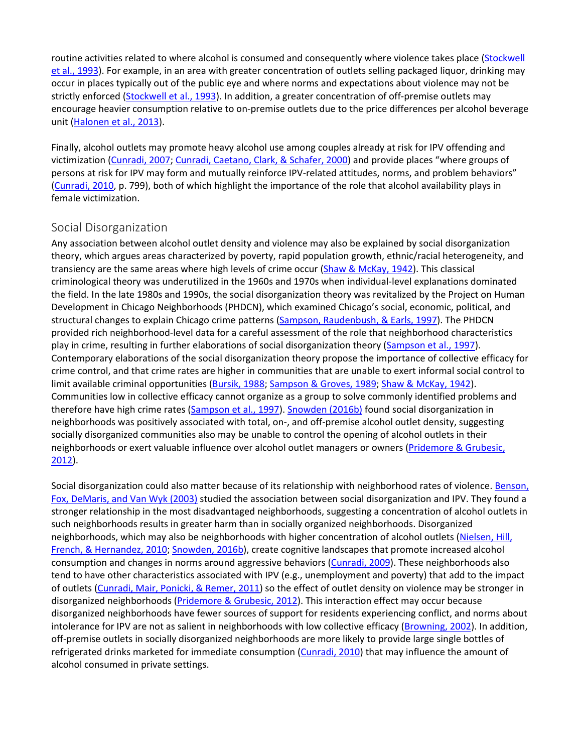routine activities related to where alcohol is consumed and consequently where violence takes place (Stockwell et al., 1993). For example, in an area with greater concentration of outlets selling packaged liquor, drinking may occur in places typically out of the public eye and where norms and expectations about violence may not be strictly enforced (Stockwell et al., 1993). In addition, a greater concentration of off-premise outlets may encourage heavier consumption relative to on-premise outlets due to the price differences per alcohol beverage unit (Halonen et al., 2013).

Finally, alcohol outlets may promote heavy alcohol use among couples already at risk for IPV offending and victimization (Cunradi, 2007; Cunradi, Caetano, Clark, & Schafer, 2000) and provide places "where groups of persons at risk for IPV may form and mutually reinforce IPV-related attitudes, norms, and problem behaviors" (Cunradi, 2010, p. 799), both of which highlight the importance of the role that alcohol availability plays in female victimization.

## Social Disorganization

Any association between alcohol outlet density and violence may also be explained by social disorganization theory, which argues areas characterized by poverty, rapid population growth, ethnic/racial heterogeneity, and transiency are the same areas where high levels of crime occur (Shaw & McKay, 1942). This classical criminological theory was underutilized in the 1960s and 1970s when individual-level explanations dominated the field. In the late 1980s and 1990s, the social disorganization theory was revitalized by the Project on Human Development in Chicago Neighborhoods (PHDCN), which examined Chicago's social, economic, political, and structural changes to explain Chicago crime patterns (Sampson, Raudenbush, & Earls, 1997). The PHDCN provided rich neighborhood-level data for a careful assessment of the role that neighborhood characteristics play in crime, resulting in further elaborations of social disorganization theory (Sampson et al., 1997). Contemporary elaborations of the social disorganization theory propose the importance of collective efficacy for crime control, and that crime rates are higher in communities that are unable to exert informal social control to limit available criminal opportunities (Bursik, 1988; Sampson & Groves, 1989; Shaw & McKay, 1942). Communities low in collective efficacy cannot organize as a group to solve commonly identified problems and therefore have high crime rates (Sampson et al., 1997). Snowden (2016b) found social disorganization in neighborhoods was positively associated with total, on-, and off-premise alcohol outlet density, suggesting socially disorganized communities also may be unable to control the opening of alcohol outlets in their neighborhoods or exert valuable influence over alcohol outlet managers or owners (Pridemore & Grubesic, 2012).

Social disorganization could also matter because of its relationship with neighborhood rates of violence. Benson, Fox, DeMaris, and Van Wyk (2003) studied the association between social disorganization and IPV. They found a stronger relationship in the most disadvantaged neighborhoods, suggesting a concentration of alcohol outlets in such neighborhoods results in greater harm than in socially organized neighborhoods. Disorganized neighborhoods, which may also be neighborhoods with higher concentration of alcohol outlets (Nielsen, Hill, French, & Hernandez, 2010; Snowden, 2016b), create cognitive landscapes that promote increased alcohol consumption and changes in norms around aggressive behaviors (Cunradi, 2009). These neighborhoods also tend to have other characteristics associated with IPV (e.g., unemployment and poverty) that add to the impact of outlets (Cunradi, Mair, Ponicki, & Remer, 2011) so the effect of outlet density on violence may be stronger in disorganized neighborhoods (Pridemore & Grubesic, 2012). This interaction effect may occur because disorganized neighborhoods have fewer sources of support for residents experiencing conflict, and norms about intolerance for IPV are not as salient in neighborhoods with low collective efficacy (Browning, 2002). In addition, off-premise outlets in socially disorganized neighborhoods are more likely to provide large single bottles of refrigerated drinks marketed for immediate consumption (Cunradi, 2010) that may influence the amount of alcohol consumed in private settings.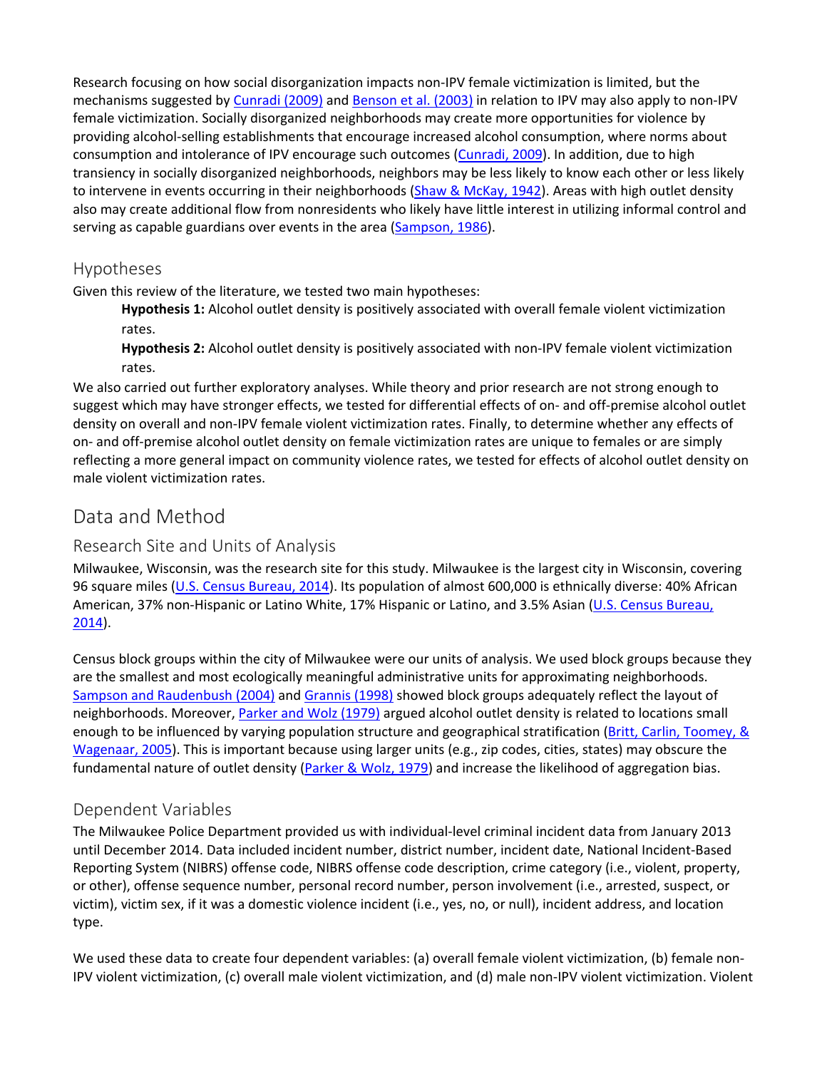Research focusing on how social disorganization impacts non-IPV female victimization is limited, but the mechanisms suggested by Cunradi (2009) and Benson et al. (2003) in relation to IPV may also apply to non-IPV female victimization. Socially disorganized neighborhoods may create more opportunities for violence by providing alcohol-selling establishments that encourage increased alcohol consumption, where norms about consumption and intolerance of IPV encourage such outcomes (Cunradi, 2009). In addition, due to high transiency in socially disorganized neighborhoods, neighbors may be less likely to know each other or less likely to intervene in events occurring in their neighborhoods (Shaw & McKay, 1942). Areas with high outlet density also may create additional flow from nonresidents who likely have little interest in utilizing informal control and serving as capable guardians over events in the area (Sampson, 1986).

### Hypotheses

Given this review of the literature, we tested two main hypotheses:

> **Hypothesis 1:** Alcohol outlet density is positively associated with overall female violent victimization rates.
>
> **Hypothesis 2:** Alcohol outlet density is positively associated with non-IPV female violent victimization rates.

We also carried out further exploratory analyses. While theory and prior research are not strong enough to suggest which may have stronger effects, we tested for differential effects of on- and off-premise alcohol outlet density on overall and non-IPV female violent victimization rates. Finally, to determine whether any effects of on- and off-premise alcohol outlet density on female victimization rates are unique to females or are simply reflecting a more general impact on community violence rates, we tested for effects of alcohol outlet density on male violent victimization rates.

## Data and Method

### Research Site and Units of Analysis

Milwaukee, Wisconsin, was the research site for this study. Milwaukee is the largest city in Wisconsin, covering 96 square miles (U.S. Census Bureau, 2014). Its population of almost 600,000 is ethnically diverse: 40% African American, 37% non-Hispanic or Latino White, 17% Hispanic or Latino, and 3.5% Asian (U.S. Census Bureau, 2014).

Census block groups within the city of Milwaukee were our units of analysis. We used block groups because they are the smallest and most ecologically meaningful administrative units for approximating neighborhoods. Sampson and Raudenbush (2004) and Grannis (1998) showed block groups adequately reflect the layout of neighborhoods. Moreover, Parker and Wolz (1979) argued alcohol outlet density is related to locations small enough to be influenced by varying population structure and geographical stratification (Britt, Carlin, Toomey, & Wagenaar, 2005). This is important because using larger units (e.g., zip codes, cities, states) may obscure the fundamental nature of outlet density (Parker & Wolz, 1979) and increase the likelihood of aggregation bias.

### Dependent Variables

The Milwaukee Police Department provided us with individual-level criminal incident data from January 2013 until December 2014. Data included incident number, district number, incident date, National Incident-Based Reporting System (NIBRS) offense code, NIBRS offense code description, crime category (i.e., violent, property, or other), offense sequence number, personal record number, person involvement (i.e., arrested, suspect, or victim), victim sex, if it was a domestic violence incident (i.e., yes, no, or null), incident address, and location type.

We used these data to create four dependent variables: (a) overall female violent victimization, (b) female non-IPV violent victimization, (c) overall male violent victimization, and (d) male non-IPV violent victimization. Violent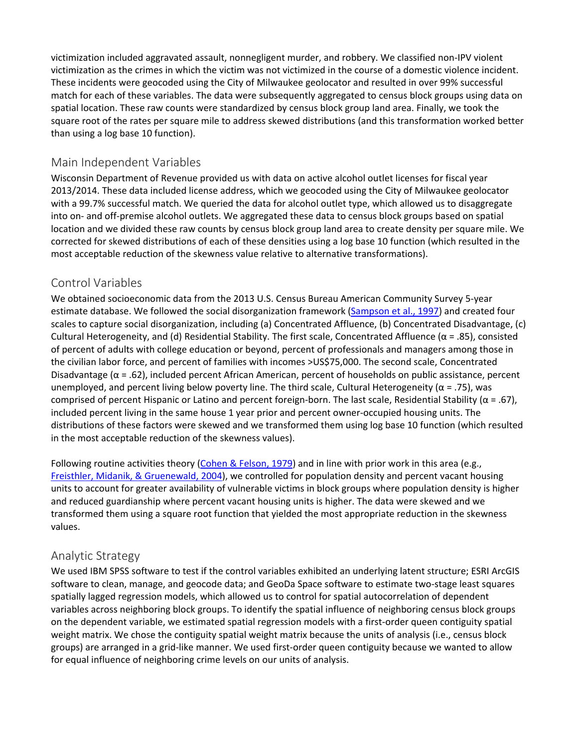victimization included aggravated assault, nonnegligent murder, and robbery. We classified non-IPV violent victimization as the crimes in which the victim was not victimized in the course of a domestic violence incident. These incidents were geocoded using the City of Milwaukee geolocator and resulted in over 99% successful match for each of these variables. The data were subsequently aggregated to census block groups using data on spatial location. These raw counts were standardized by census block group land area. Finally, we took the square root of the rates per square mile to address skewed distributions (and this transformation worked better than using a log base 10 function).

## Main Independent Variables

Wisconsin Department of Revenue provided us with data on active alcohol outlet licenses for fiscal year 2013/2014. These data included license address, which we geocoded using the City of Milwaukee geolocator with a 99.7% successful match. We queried the data for alcohol outlet type, which allowed us to disaggregate into on- and off-premise alcohol outlets. We aggregated these data to census block groups based on spatial location and we divided these raw counts by census block group land area to create density per square mile. We corrected for skewed distributions of each of these densities using a log base 10 function (which resulted in the most acceptable reduction of the skewness value relative to alternative transformations).

## Control Variables

We obtained socioeconomic data from the 2013 U.S. Census Bureau American Community Survey 5-year estimate database. We followed the social disorganization framework (Sampson et al., 1997) and created four scales to capture social disorganization, including (a) Concentrated Affluence, (b) Concentrated Disadvantage, (c) Cultural Heterogeneity, and (d) Residential Stability. The first scale, Concentrated Affluence ($\alpha = .85$), consisted of percent of adults with college education or beyond, percent of professionals and managers among those in the civilian labor force, and percent of families with incomes >US$75,000. The second scale, Concentrated Disadvantage ($\alpha = .62$), included percent African American, percent of households on public assistance, percent unemployed, and percent living below poverty line. The third scale, Cultural Heterogeneity ($\alpha = .75$), was comprised of percent Hispanic or Latino and percent foreign-born. The last scale, Residential Stability ($\alpha = .67$), included percent living in the same house 1 year prior and percent owner-occupied housing units. The distributions of these factors were skewed and we transformed them using log base 10 function (which resulted in the most acceptable reduction of the skewness values).

Following routine activities theory (Cohen & Felson, 1979) and in line with prior work in this area (e.g., Freisthler, Midanik, & Gruenewald, 2004), we controlled for population density and percent vacant housing units to account for greater availability of vulnerable victims in block groups where population density is higher and reduced guardianship where percent vacant housing units is higher. The data were skewed and we transformed them using a square root function that yielded the most appropriate reduction in the skewness values.

## Analytic Strategy

We used IBM SPSS software to test if the control variables exhibited an underlying latent structure; ESRI ArcGIS software to clean, manage, and geocode data; and GeoDa Space software to estimate two-stage least squares spatially lagged regression models, which allowed us to control for spatial autocorrelation of dependent variables across neighboring block groups. To identify the spatial influence of neighboring census block groups on the dependent variable, we estimated spatial regression models with a first-order queen contiguity spatial weight matrix. We chose the contiguity spatial weight matrix because the units of analysis (i.e., census block groups) are arranged in a grid-like manner. We used first-order queen contiguity because we wanted to allow for equal influence of neighboring crime levels on our units of analysis.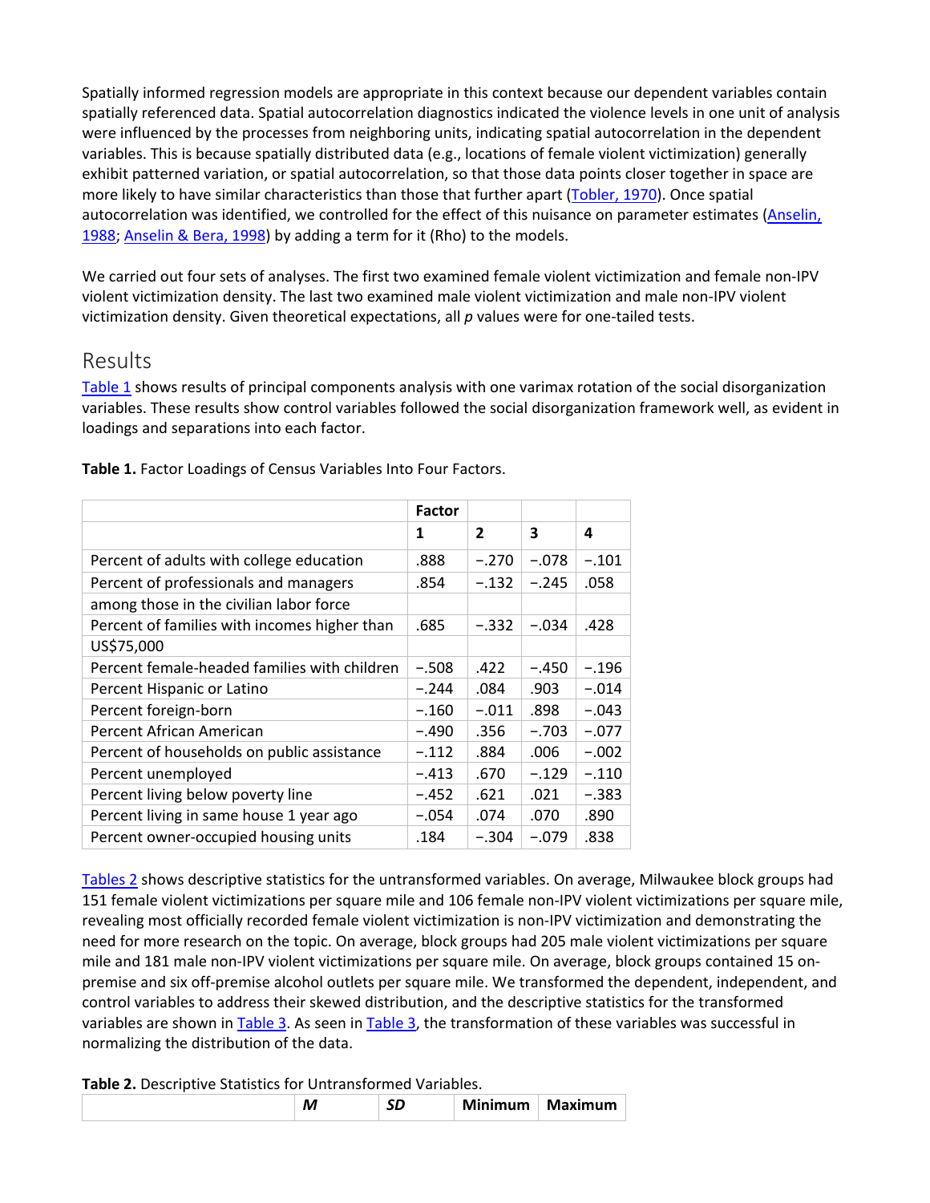Spatially informed regression models are appropriate in this context because our dependent variables contain spatially referenced data. Spatial autocorrelation diagnostics indicated the violence levels in one unit of analysis were influenced by the processes from neighboring units, indicating spatial autocorrelation in the dependent variables. This is because spatially distributed data (e.g., locations of female violent victimization) generally exhibit patterned variation, or spatial autocorrelation, so that those data points closer together in space are more likely to have similar characteristics than those that further apart (Tobler, 1970). Once spatial autocorrelation was identified, we controlled for the effect of this nuisance on parameter estimates (Anselin, 1988; Anselin & Bera, 1998) by adding a term for it (Rho) to the models.

We carried out four sets of analyses. The first two examined female violent victimization and female non-IPV violent victimization density. The last two examined male violent victimization and male non-IPV violent victimization density. Given theoretical expectations, all *p* values were for one-tailed tests.

## Results

Table 1 shows results of principal components analysis with one varimax rotation of the social disorganization variables. These results show control variables followed the social disorganization framework well, as evident in loadings and separations into each factor.

**Table 1.** Factor Loadings of Census Variables Into Four Factors.

| | Factor | | | |
|---|---|---|---|---|
| | 1 | 2 | 3 | 4 |
| Percent of adults with college education | .888 | −.270 | −.078 | −.101 |
| Percent of professionals and managers among those in the civilian labor force | .854 | −.132 | −.245 | .058 |
| Percent of families with incomes higher than US$75,000 | .685 | −.332 | −.034 | .428 |
| Percent female-headed families with children | −.508 | .422 | −.450 | −.196 |
| Percent Hispanic or Latino | −.244 | .084 | .903 | −.014 |
| Percent foreign-born | −.160 | −.011 | .898 | −.043 |
| Percent African American | −.490 | .356 | −.703 | −.077 |
| Percent of households on public assistance | −.112 | .884 | .006 | −.002 |
| Percent unemployed | −.413 | .670 | −.129 | −.110 |
| Percent living below poverty line | −.452 | .621 | .021 | −.383 |
| Percent living in same house 1 year ago | −.054 | .074 | .070 | .890 |
| Percent owner-occupied housing units | .184 | −.304 | −.079 | .838 |

Tables 2 shows descriptive statistics for the untransformed variables. On average, Milwaukee block groups had 151 female violent victimizations per square mile and 106 female non-IPV violent victimizations per square mile, revealing most officially recorded female violent victimization is non-IPV victimization and demonstrating the need for more research on the topic. On average, block groups had 205 male violent victimizations per square mile and 181 male non-IPV violent victimizations per square mile. On average, block groups contained 15 on-premise and six off-premise alcohol outlets per square mile. We transformed the dependent, independent, and control variables to address their skewed distribution, and the descriptive statistics for the transformed variables are shown in Table 3. As seen in Table 3, the transformation of these variables was successful in normalizing the distribution of the data.

**Table 2.** Descriptive Statistics for Untransformed Variables.

| | *M* | *SD* | Minimum | Maximum |
|---|---|---|---|---|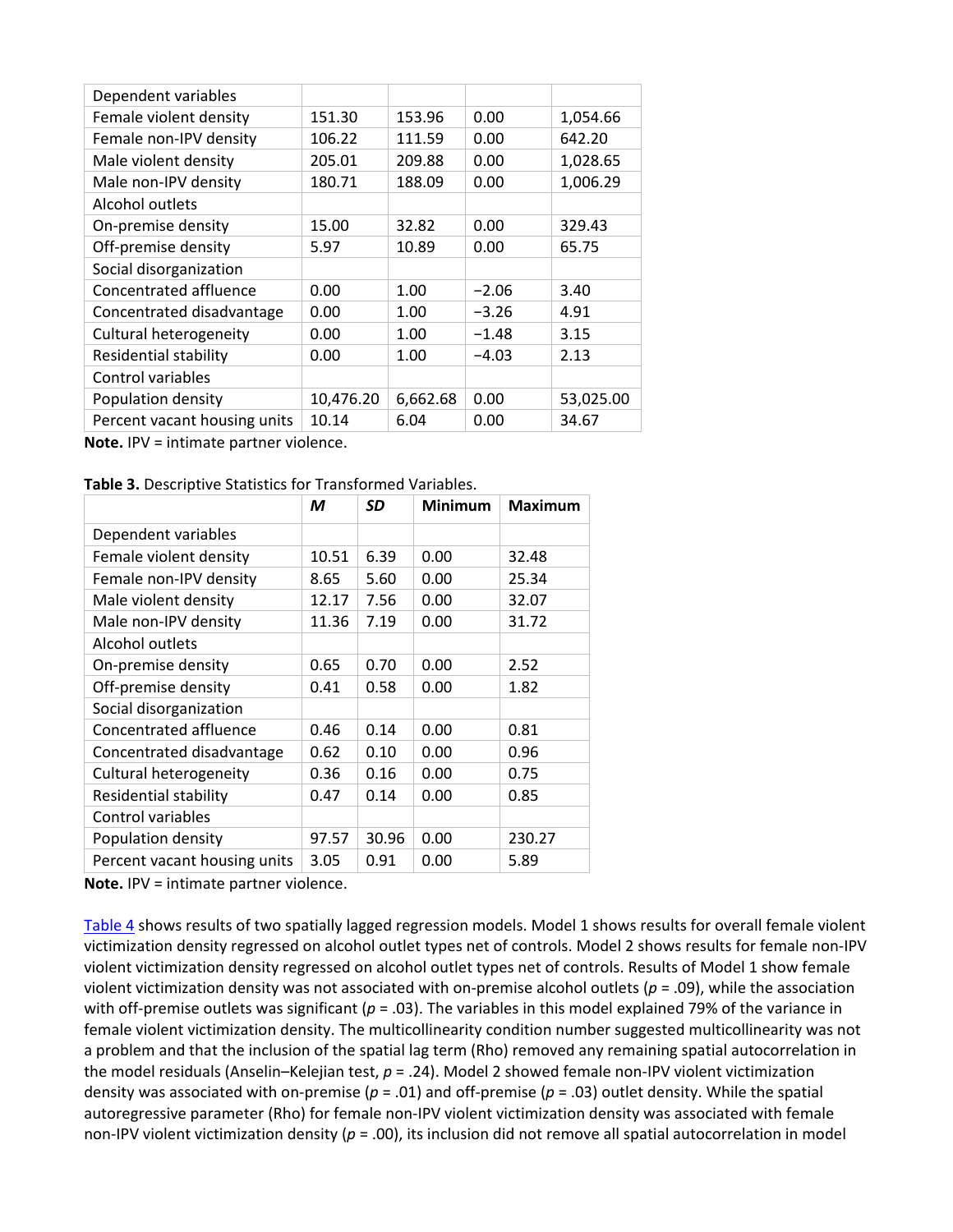| Dependent variables | | | | |
|---|---|---|---|---|
| Female violent density | 151.30 | 153.96 | 0.00 | 1,054.66 |
| Female non-IPV density | 106.22 | 111.59 | 0.00 | 642.20 |
| Male violent density | 205.01 | 209.88 | 0.00 | 1,028.65 |
| Male non-IPV density | 180.71 | 188.09 | 0.00 | 1,006.29 |
| Alcohol outlets | | | | |
| On-premise density | 15.00 | 32.82 | 0.00 | 329.43 |
| Off-premise density | 5.97 | 10.89 | 0.00 | 65.75 |
| Social disorganization | | | | |
| Concentrated affluence | 0.00 | 1.00 | −2.06 | 3.40 |
| Concentrated disadvantage | 0.00 | 1.00 | −3.26 | 4.91 |
| Cultural heterogeneity | 0.00 | 1.00 | −1.48 | 3.15 |
| Residential stability | 0.00 | 1.00 | −4.03 | 2.13 |
| Control variables | | | | |
| Population density | 10,476.20 | 6,662.68 | 0.00 | 53,025.00 |
| Percent vacant housing units | 10.14 | 6.04 | 0.00 | 34.67 |

**Note.** IPV = intimate partner violence.

**Table 3.** Descriptive Statistics for Transformed Variables.

| | *M* | *SD* | Minimum | Maximum |
|---|---|---|---|---|
| Dependent variables | | | | |
| Female violent density | 10.51 | 6.39 | 0.00 | 32.48 |
| Female non-IPV density | 8.65 | 5.60 | 0.00 | 25.34 |
| Male violent density | 12.17 | 7.56 | 0.00 | 32.07 |
| Male non-IPV density | 11.36 | 7.19 | 0.00 | 31.72 |
| Alcohol outlets | | | | |
| On-premise density | 0.65 | 0.70 | 0.00 | 2.52 |
| Off-premise density | 0.41 | 0.58 | 0.00 | 1.82 |
| Social disorganization | | | | |
| Concentrated affluence | 0.46 | 0.14 | 0.00 | 0.81 |
| Concentrated disadvantage | 0.62 | 0.10 | 0.00 | 0.96 |
| Cultural heterogeneity | 0.36 | 0.16 | 0.00 | 0.75 |
| Residential stability | 0.47 | 0.14 | 0.00 | 0.85 |
| Control variables | | | | |
| Population density | 97.57 | 30.96 | 0.00 | 230.27 |
| Percent vacant housing units | 3.05 | 0.91 | 0.00 | 5.89 |

**Note.** IPV = intimate partner violence.

Table 4 shows results of two spatially lagged regression models. Model 1 shows results for overall female violent victimization density regressed on alcohol outlet types net of controls. Model 2 shows results for female non-IPV violent victimization density regressed on alcohol outlet types net of controls. Results of Model 1 show female violent victimization density was not associated with on-premise alcohol outlets ($p = .09$), while the association with off-premise outlets was significant ($p = .03$). The variables in this model explained 79% of the variance in female violent victimization density. The multicollinearity condition number suggested multicollinearity was not a problem and that the inclusion of the spatial lag term (Rho) removed any remaining spatial autocorrelation in the model residuals (Anselin–Kelejian test, $p = .24$). Model 2 showed female non-IPV violent victimization density was associated with on-premise ($p = .01$) and off-premise ($p = .03$) outlet density. While the spatial autoregressive parameter (Rho) for female non-IPV violent victimization density was associated with female non-IPV violent victimization density ($p = .00$), its inclusion did not remove all spatial autocorrelation in model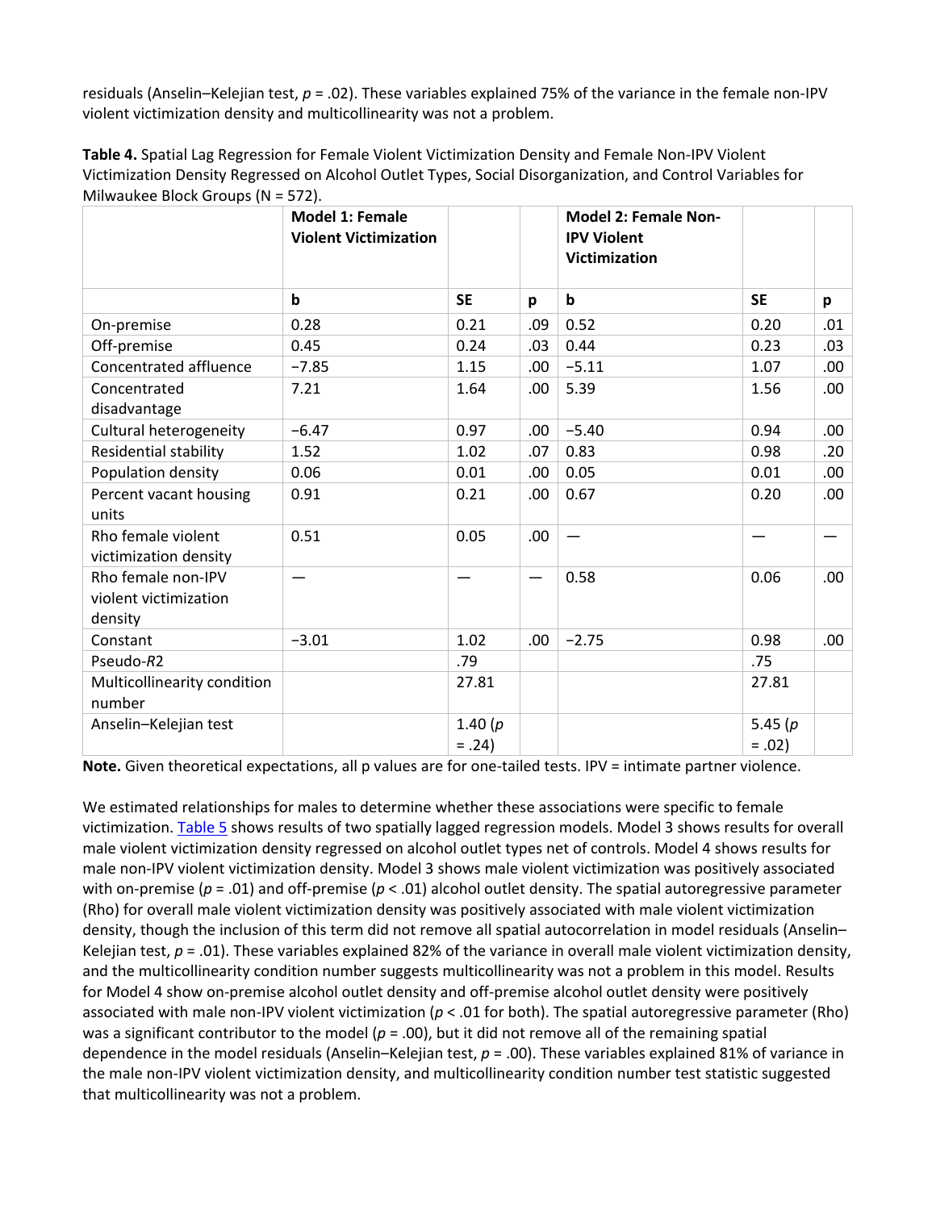residuals (Anselin–Kelejian test, $p = .02$). These variables explained 75% of the variance in the female non-IPV violent victimization density and multicollinearity was not a problem.

**Table 4.** Spatial Lag Regression for Female Violent Victimization Density and Female Non-IPV Violent Victimization Density Regressed on Alcohol Outlet Types, Social Disorganization, and Control Variables for Milwaukee Block Groups (N = 572).

| | **Model 1: Female Violent Victimization** | | | **Model 2: Female Non-IPV Violent Victimization** | | |
|---|---|---|---|---|---|---|
| | **b** | **SE** | **p** | **b** | **SE** | **p** |
| On-premise | 0.28 | 0.21 | .09 | 0.52 | 0.20 | .01 |
| Off-premise | 0.45 | 0.24 | .03 | 0.44 | 0.23 | .03 |
| Concentrated affluence | −7.85 | 1.15 | .00 | −5.11 | 1.07 | .00 |
| Concentrated disadvantage | 7.21 | 1.64 | .00 | 5.39 | 1.56 | .00 |
| Cultural heterogeneity | −6.47 | 0.97 | .00 | −5.40 | 0.94 | .00 |
| Residential stability | 1.52 | 1.02 | .07 | 0.83 | 0.98 | .20 |
| Population density | 0.06 | 0.01 | .00 | 0.05 | 0.01 | .00 |
| Percent vacant housing units | 0.91 | 0.21 | .00 | 0.67 | 0.20 | .00 |
| Rho female violent victimization density | 0.51 | 0.05 | .00 | — | — | — |
| Rho female non-IPV violent victimization density | — | — | — | 0.58 | 0.06 | .00 |
| Constant | −3.01 | 1.02 | .00 | −2.75 | 0.98 | .00 |
| Pseudo-$R2$ | | .79 | | | .75 | |
| Multicollinearity condition number | | 27.81 | | | 27.81 | |
| Anselin–Kelejian test | | 1.40 ($p = .24$) | | | 5.45 ($p = .02$) | |

**Note.** Given theoretical expectations, all p values are for one-tailed tests. IPV = intimate partner violence.

We estimated relationships for males to determine whether these associations were specific to female victimization. Table 5 shows results of two spatially lagged regression models. Model 3 shows results for overall male violent victimization density regressed on alcohol outlet types net of controls. Model 4 shows results for male non-IPV violent victimization density. Model 3 shows male violent victimization was positively associated with on-premise ($p = .01$) and off-premise ($p < .01$) alcohol outlet density. The spatial autoregressive parameter (Rho) for overall male violent victimization density was positively associated with male violent victimization density, though the inclusion of this term did not remove all spatial autocorrelation in model residuals (Anselin–Kelejian test, $p = .01$). These variables explained 82% of the variance in overall male violent victimization density, and the multicollinearity condition number suggests multicollinearity was not a problem in this model. Results for Model 4 show on-premise alcohol outlet density and off-premise alcohol outlet density were positively associated with male non-IPV violent victimization ($p < .01$ for both). The spatial autoregressive parameter (Rho) was a significant contributor to the model ($p = .00$), but it did not remove all of the remaining spatial dependence in the model residuals (Anselin–Kelejian test, $p = .00$). These variables explained 81% of variance in the male non-IPV violent victimization density, and multicollinearity condition number test statistic suggested that multicollinearity was not a problem.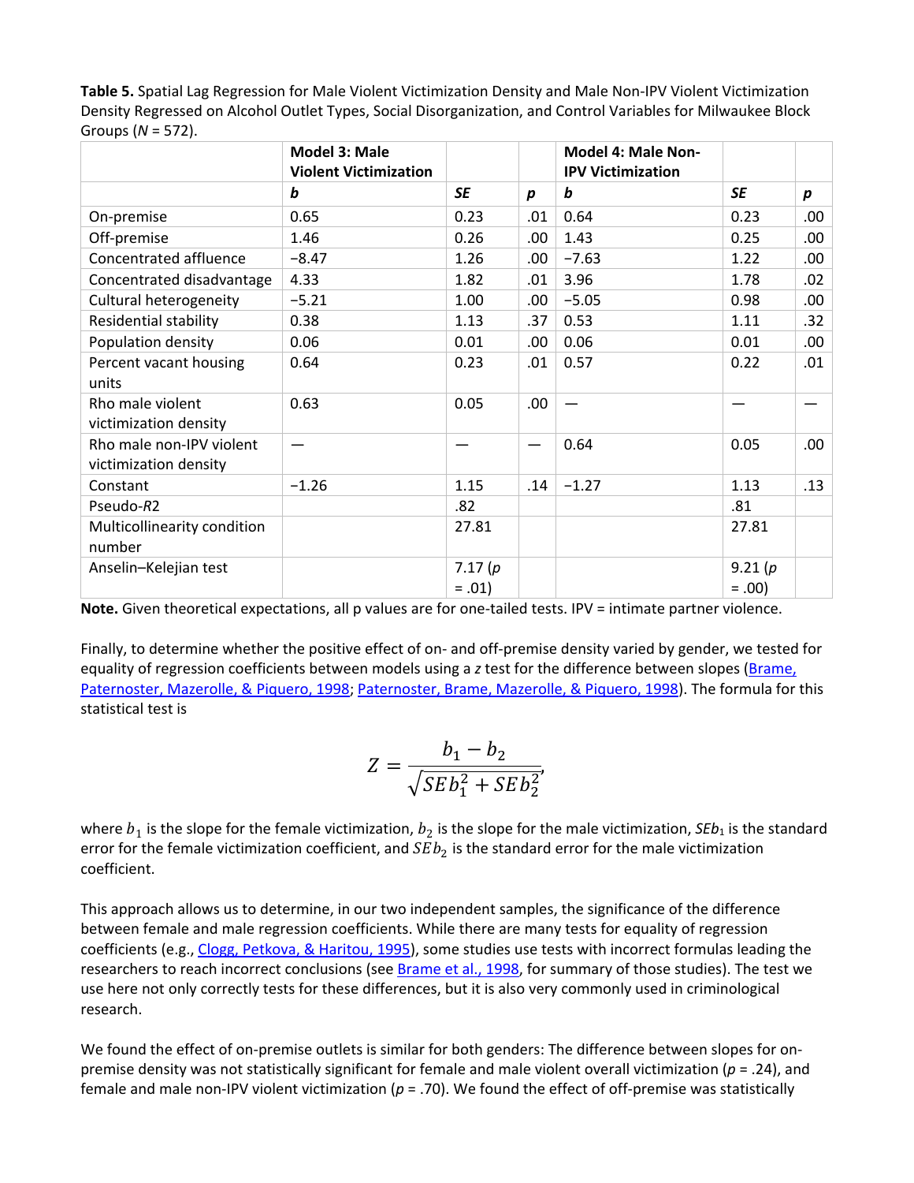**Table 5.** Spatial Lag Regression for Male Violent Victimization Density and Male Non-IPV Violent Victimization Density Regressed on Alcohol Outlet Types, Social Disorganization, and Control Variables for Milwaukee Block Groups ($N$ = 572).

| | Model 3: Male Violent Victimization | | | Model 4: Male Non-IPV Victimization | | |
|---|---|---|---|---|---|---|
| | *b* | *SE* | *p* | *b* | *SE* | *p* |
| On-premise | 0.65 | 0.23 | .01 | 0.64 | 0.23 | .00 |
| Off-premise | 1.46 | 0.26 | .00 | 1.43 | 0.25 | .00 |
| Concentrated affluence | −8.47 | 1.26 | .00 | −7.63 | 1.22 | .00 |
| Concentrated disadvantage | 4.33 | 1.82 | .01 | 3.96 | 1.78 | .02 |
| Cultural heterogeneity | −5.21 | 1.00 | .00 | −5.05 | 0.98 | .00 |
| Residential stability | 0.38 | 1.13 | .37 | 0.53 | 1.11 | .32 |
| Population density | 0.06 | 0.01 | .00 | 0.06 | 0.01 | .00 |
| Percent vacant housing units | 0.64 | 0.23 | .01 | 0.57 | 0.22 | .01 |
| Rho male violent victimization density | 0.63 | 0.05 | .00 | — | — | — |
| Rho male non-IPV violent victimization density | — | — | — | 0.64 | 0.05 | .00 |
| Constant | −1.26 | 1.15 | .14 | −1.27 | 1.13 | .13 |
| Pseudo-$R2$ | | .82 | | | .81 | |
| Multicollinearity condition number | | 27.81 | | | 27.81 | |
| Anselin–Kelejian test | | 7.17 ($p$ = .01) | | | 9.21 ($p$ = .00) | |

**Note.** Given theoretical expectations, all p values are for one-tailed tests. IPV = intimate partner violence.

Finally, to determine whether the positive effect of on- and off-premise density varied by gender, we tested for equality of regression coefficients between models using a $z$ test for the difference between slopes (Brame, Paternoster, Mazerolle, & Piquero, 1998; Paternoster, Brame, Mazerolle, & Piquero, 1998). The formula for this statistical test is

$$Z = \frac{b_1 - b_2}{\sqrt{SEb_1^2 + SEb_2^2}},$$

where $b_1$ is the slope for the female victimization, $b_2$ is the slope for the male victimization, $SEb_1$ is the standard error for the female victimization coefficient, and $SEb_2$ is the standard error for the male victimization coefficient.

This approach allows us to determine, in our two independent samples, the significance of the difference between female and male regression coefficients. While there are many tests for equality of regression coefficients (e.g., Clogg, Petkova, & Haritou, 1995), some studies use tests with incorrect formulas leading the researchers to reach incorrect conclusions (see Brame et al., 1998, for summary of those studies). The test we use here not only correctly tests for these differences, but it is also very commonly used in criminological research.

We found the effect of on-premise outlets is similar for both genders: The difference between slopes for on-premise density was not statistically significant for female and male violent overall victimization ($p$ = .24), and female and male non-IPV violent victimization ($p$ = .70). We found the effect of off-premise was statistically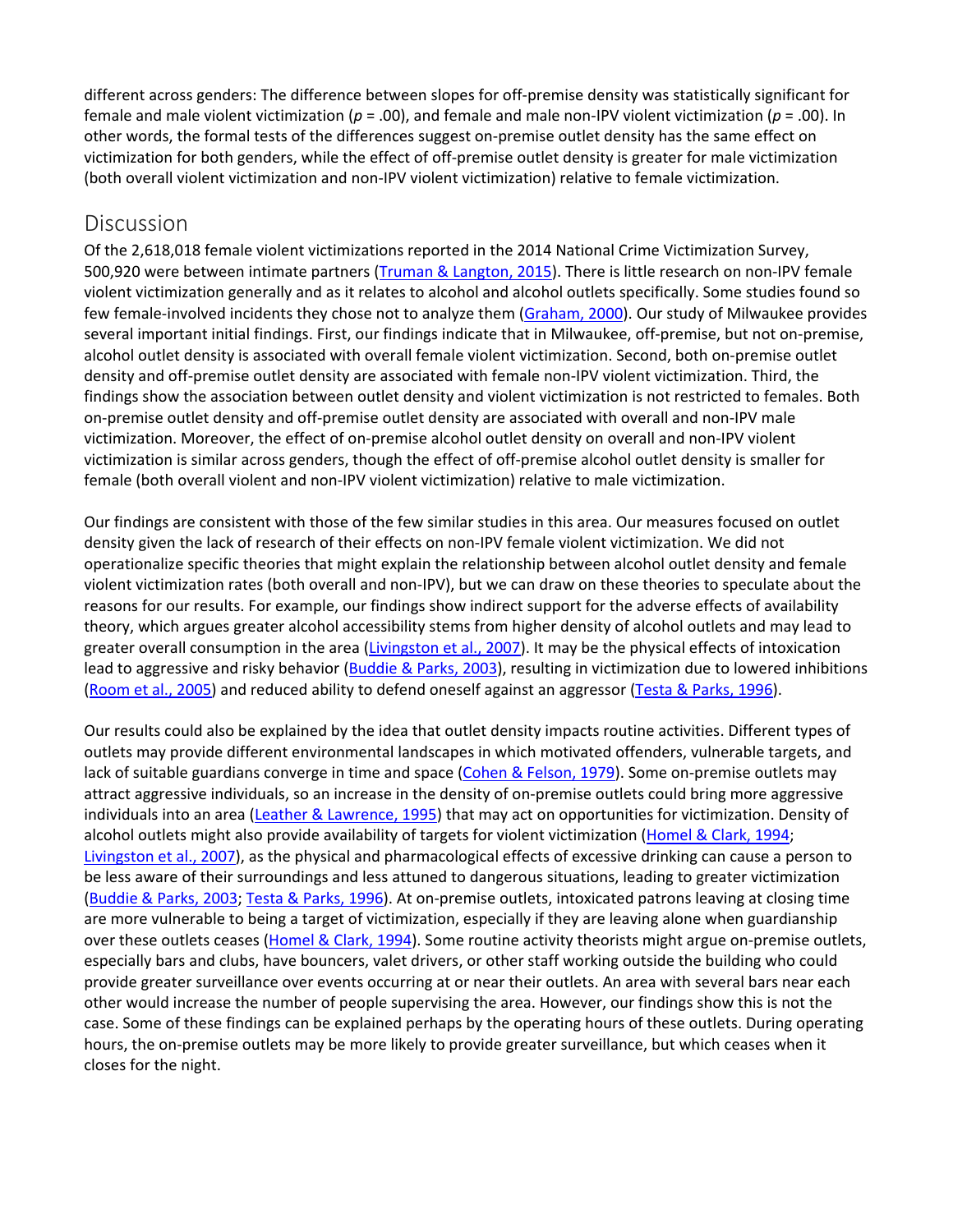different across genders: The difference between slopes for off-premise density was statistically significant for female and male violent victimization (*p* = .00), and female and male non-IPV violent victimization (*p* = .00). In other words, the formal tests of the differences suggest on-premise outlet density has the same effect on victimization for both genders, while the effect of off-premise outlet density is greater for male victimization (both overall violent victimization and non-IPV violent victimization) relative to female victimization.

## Discussion

Of the 2,618,018 female violent victimizations reported in the 2014 National Crime Victimization Survey, 500,920 were between intimate partners (Truman & Langton, 2015). There is little research on non-IPV female violent victimization generally and as it relates to alcohol and alcohol outlets specifically. Some studies found so few female-involved incidents they chose not to analyze them (Graham, 2000). Our study of Milwaukee provides several important initial findings. First, our findings indicate that in Milwaukee, off-premise, but not on-premise, alcohol outlet density is associated with overall female violent victimization. Second, both on-premise outlet density and off-premise outlet density are associated with female non-IPV violent victimization. Third, the findings show the association between outlet density and violent victimization is not restricted to females. Both on-premise outlet density and off-premise outlet density are associated with overall and non-IPV male victimization. Moreover, the effect of on-premise alcohol outlet density on overall and non-IPV violent victimization is similar across genders, though the effect of off-premise alcohol outlet density is smaller for female (both overall violent and non-IPV violent victimization) relative to male victimization.

Our findings are consistent with those of the few similar studies in this area. Our measures focused on outlet density given the lack of research of their effects on non-IPV female violent victimization. We did not operationalize specific theories that might explain the relationship between alcohol outlet density and female violent victimization rates (both overall and non-IPV), but we can draw on these theories to speculate about the reasons for our results. For example, our findings show indirect support for the adverse effects of availability theory, which argues greater alcohol accessibility stems from higher density of alcohol outlets and may lead to greater overall consumption in the area (Livingston et al., 2007). It may be the physical effects of intoxication lead to aggressive and risky behavior (Buddie & Parks, 2003), resulting in victimization due to lowered inhibitions (Room et al., 2005) and reduced ability to defend oneself against an aggressor (Testa & Parks, 1996).

Our results could also be explained by the idea that outlet density impacts routine activities. Different types of outlets may provide different environmental landscapes in which motivated offenders, vulnerable targets, and lack of suitable guardians converge in time and space (Cohen & Felson, 1979). Some on-premise outlets may attract aggressive individuals, so an increase in the density of on-premise outlets could bring more aggressive individuals into an area (Leather & Lawrence, 1995) that may act on opportunities for victimization. Density of alcohol outlets might also provide availability of targets for violent victimization (Homel & Clark, 1994; Livingston et al., 2007), as the physical and pharmacological effects of excessive drinking can cause a person to be less aware of their surroundings and less attuned to dangerous situations, leading to greater victimization (Buddie & Parks, 2003; Testa & Parks, 1996). At on-premise outlets, intoxicated patrons leaving at closing time are more vulnerable to being a target of victimization, especially if they are leaving alone when guardianship over these outlets ceases (Homel & Clark, 1994). Some routine activity theorists might argue on-premise outlets, especially bars and clubs, have bouncers, valet drivers, or other staff working outside the building who could provide greater surveillance over events occurring at or near their outlets. An area with several bars near each other would increase the number of people supervising the area. However, our findings show this is not the case. Some of these findings can be explained perhaps by the operating hours of these outlets. During operating hours, the on-premise outlets may be more likely to provide greater surveillance, but which ceases when it closes for the night.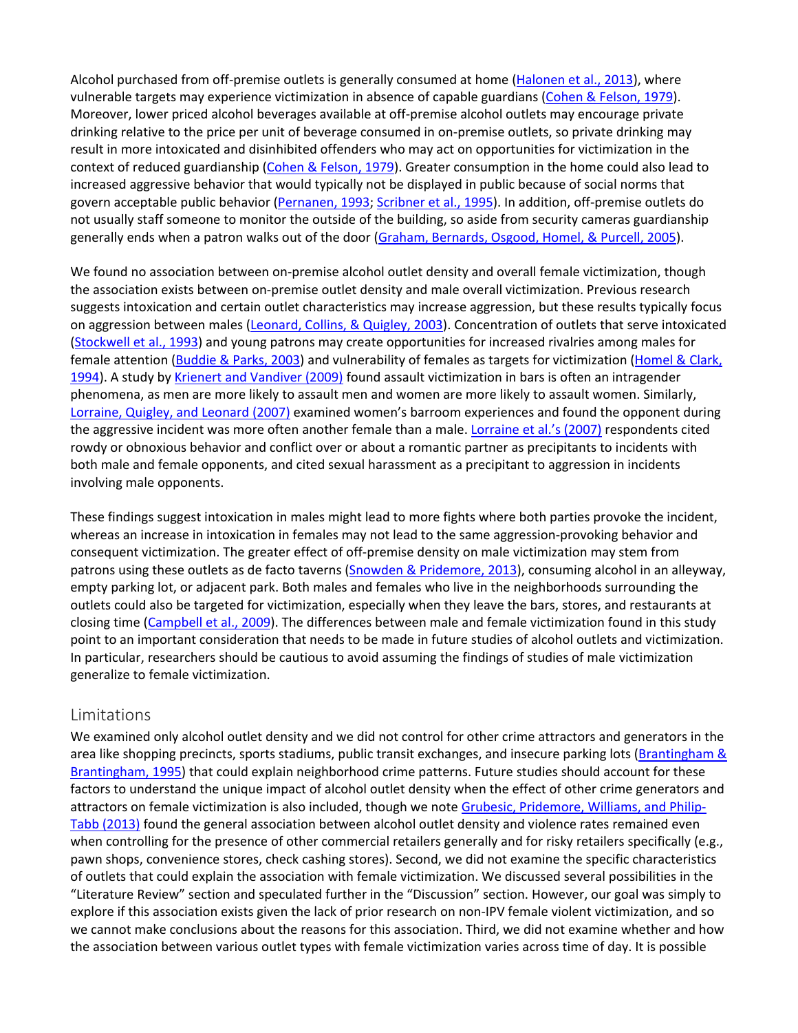Alcohol purchased from off-premise outlets is generally consumed at home (Halonen et al., 2013), where vulnerable targets may experience victimization in absence of capable guardians (Cohen & Felson, 1979). Moreover, lower priced alcohol beverages available at off-premise alcohol outlets may encourage private drinking relative to the price per unit of beverage consumed in on-premise outlets, so private drinking may result in more intoxicated and disinhibited offenders who may act on opportunities for victimization in the context of reduced guardianship (Cohen & Felson, 1979). Greater consumption in the home could also lead to increased aggressive behavior that would typically not be displayed in public because of social norms that govern acceptable public behavior (Pernanen, 1993; Scribner et al., 1995). In addition, off-premise outlets do not usually staff someone to monitor the outside of the building, so aside from security cameras guardianship generally ends when a patron walks out of the door (Graham, Bernards, Osgood, Homel, & Purcell, 2005).

We found no association between on-premise alcohol outlet density and overall female victimization, though the association exists between on-premise outlet density and male overall victimization. Previous research suggests intoxication and certain outlet characteristics may increase aggression, but these results typically focus on aggression between males (Leonard, Collins, & Quigley, 2003). Concentration of outlets that serve intoxicated (Stockwell et al., 1993) and young patrons may create opportunities for increased rivalries among males for female attention (Buddie & Parks, 2003) and vulnerability of females as targets for victimization (Homel & Clark, 1994). A study by Krienert and Vandiver (2009) found assault victimization in bars is often an intragender phenomena, as men are more likely to assault men and women are more likely to assault women. Similarly, Lorraine, Quigley, and Leonard (2007) examined women's barroom experiences and found the opponent during the aggressive incident was more often another female than a male. Lorraine et al.'s (2007) respondents cited rowdy or obnoxious behavior and conflict over or about a romantic partner as precipitants to incidents with both male and female opponents, and cited sexual harassment as a precipitant to aggression in incidents involving male opponents.

These findings suggest intoxication in males might lead to more fights where both parties provoke the incident, whereas an increase in intoxication in females may not lead to the same aggression-provoking behavior and consequent victimization. The greater effect of off-premise density on male victimization may stem from patrons using these outlets as de facto taverns (Snowden & Pridemore, 2013), consuming alcohol in an alleyway, empty parking lot, or adjacent park. Both males and females who live in the neighborhoods surrounding the outlets could also be targeted for victimization, especially when they leave the bars, stores, and restaurants at closing time (Campbell et al., 2009). The differences between male and female victimization found in this study point to an important consideration that needs to be made in future studies of alcohol outlets and victimization. In particular, researchers should be cautious to avoid assuming the findings of studies of male victimization generalize to female victimization.

## Limitations

We examined only alcohol outlet density and we did not control for other crime attractors and generators in the area like shopping precincts, sports stadiums, public transit exchanges, and insecure parking lots (Brantingham & Brantingham, 1995) that could explain neighborhood crime patterns. Future studies should account for these factors to understand the unique impact of alcohol outlet density when the effect of other crime generators and attractors on female victimization is also included, though we note Grubesic, Pridemore, Williams, and Philip-Tabb (2013) found the general association between alcohol outlet density and violence rates remained even when controlling for the presence of other commercial retailers generally and for risky retailers specifically (e.g., pawn shops, convenience stores, check cashing stores). Second, we did not examine the specific characteristics of outlets that could explain the association with female victimization. We discussed several possibilities in the "Literature Review" section and speculated further in the "Discussion" section. However, our goal was simply to explore if this association exists given the lack of prior research on non-IPV female violent victimization, and so we cannot make conclusions about the reasons for this association. Third, we did not examine whether and how the association between various outlet types with female victimization varies across time of day. It is possible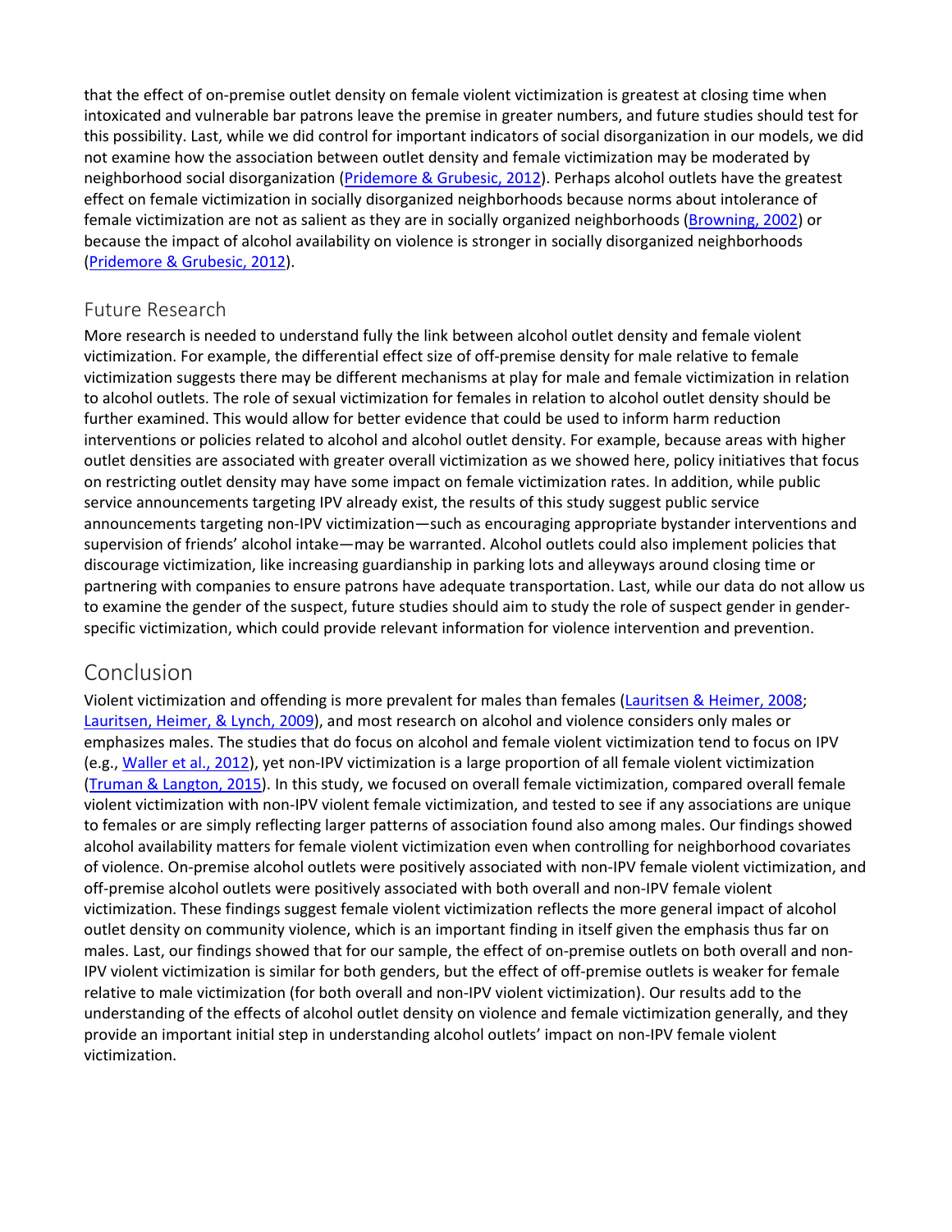that the effect of on-premise outlet density on female violent victimization is greatest at closing time when intoxicated and vulnerable bar patrons leave the premise in greater numbers, and future studies should test for this possibility. Last, while we did control for important indicators of social disorganization in our models, we did not examine how the association between outlet density and female victimization may be moderated by neighborhood social disorganization (Pridemore & Grubesic, 2012). Perhaps alcohol outlets have the greatest effect on female victimization in socially disorganized neighborhoods because norms about intolerance of female victimization are not as salient as they are in socially organized neighborhoods (Browning, 2002) or because the impact of alcohol availability on violence is stronger in socially disorganized neighborhoods (Pridemore & Grubesic, 2012).

### Future Research

More research is needed to understand fully the link between alcohol outlet density and female violent victimization. For example, the differential effect size of off-premise density for male relative to female victimization suggests there may be different mechanisms at play for male and female victimization in relation to alcohol outlets. The role of sexual victimization for females in relation to alcohol outlet density should be further examined. This would allow for better evidence that could be used to inform harm reduction interventions or policies related to alcohol and alcohol outlet density. For example, because areas with higher outlet densities are associated with greater overall victimization as we showed here, policy initiatives that focus on restricting outlet density may have some impact on female victimization rates. In addition, while public service announcements targeting IPV already exist, the results of this study suggest public service announcements targeting non-IPV victimization—such as encouraging appropriate bystander interventions and supervision of friends' alcohol intake—may be warranted. Alcohol outlets could also implement policies that discourage victimization, like increasing guardianship in parking lots and alleyways around closing time or partnering with companies to ensure patrons have adequate transportation. Last, while our data do not allow us to examine the gender of the suspect, future studies should aim to study the role of suspect gender in gender-specific victimization, which could provide relevant information for violence intervention and prevention.

## Conclusion

Violent victimization and offending is more prevalent for males than females (Lauritsen & Heimer, 2008; Lauritsen, Heimer, & Lynch, 2009), and most research on alcohol and violence considers only males or emphasizes males. The studies that do focus on alcohol and female violent victimization tend to focus on IPV (e.g., Waller et al., 2012), yet non-IPV victimization is a large proportion of all female violent victimization (Truman & Langton, 2015). In this study, we focused on overall female victimization, compared overall female violent victimization with non-IPV violent female victimization, and tested to see if any associations are unique to females or are simply reflecting larger patterns of association found also among males. Our findings showed alcohol availability matters for female violent victimization even when controlling for neighborhood covariates of violence. On-premise alcohol outlets were positively associated with non-IPV female violent victimization, and off-premise alcohol outlets were positively associated with both overall and non-IPV female violent victimization. These findings suggest female violent victimization reflects the more general impact of alcohol outlet density on community violence, which is an important finding in itself given the emphasis thus far on males. Last, our findings showed that for our sample, the effect of on-premise outlets on both overall and non-IPV violent victimization is similar for both genders, but the effect of off-premise outlets is weaker for female relative to male victimization (for both overall and non-IPV violent victimization). Our results add to the understanding of the effects of alcohol outlet density on violence and female victimization generally, and they provide an important initial step in understanding alcohol outlets' impact on non-IPV female violent victimization.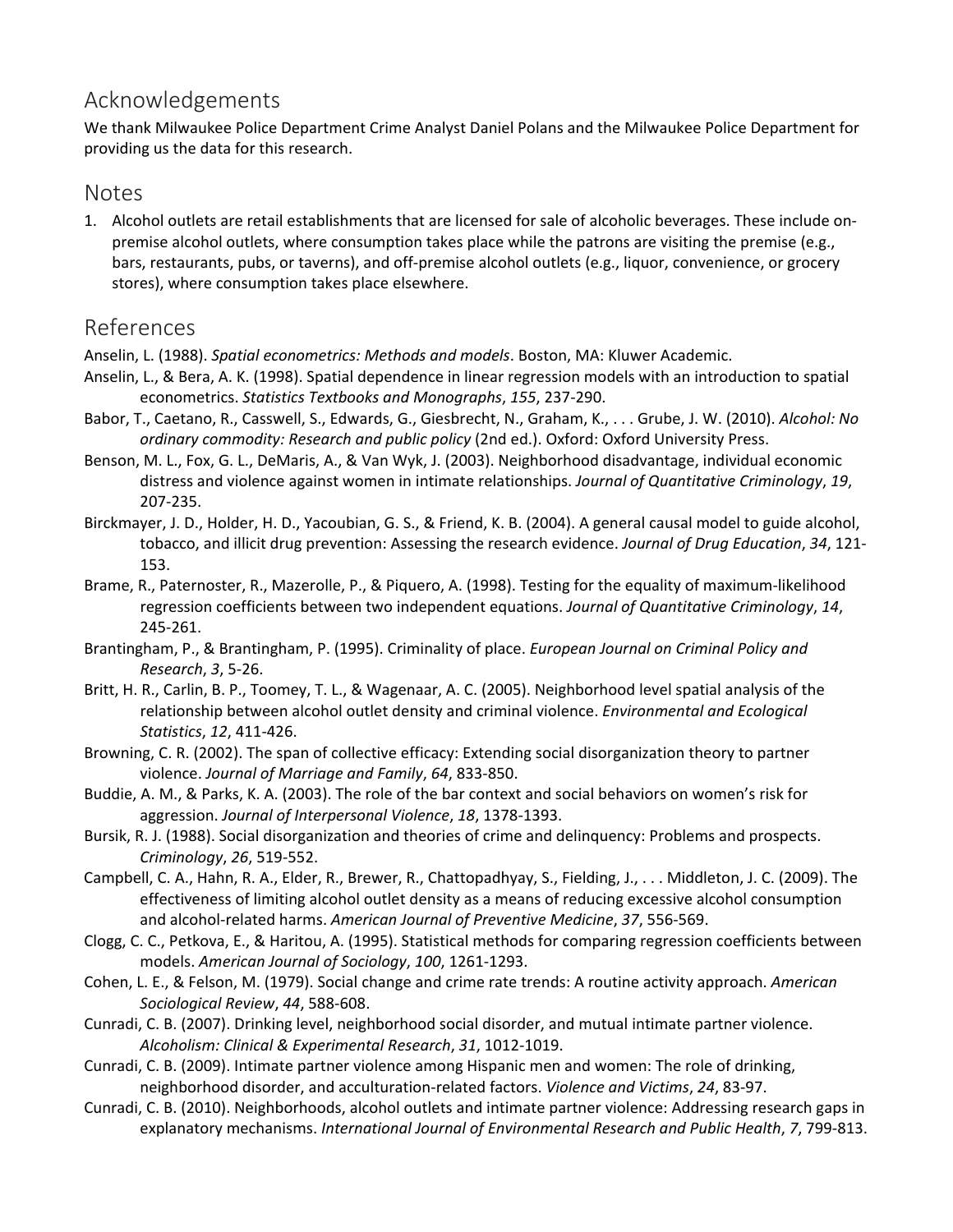## Acknowledgements

We thank Milwaukee Police Department Crime Analyst Daniel Polans and the Milwaukee Police Department for providing us the data for this research.

## Notes

1. Alcohol outlets are retail establishments that are licensed for sale of alcoholic beverages. These include on-premise alcohol outlets, where consumption takes place while the patrons are visiting the premise (e.g., bars, restaurants, pubs, or taverns), and off-premise alcohol outlets (e.g., liquor, convenience, or grocery stores), where consumption takes place elsewhere.

## References

Anselin, L. (1988). *Spatial econometrics: Methods and models*. Boston, MA: Kluwer Academic.

Anselin, L., & Bera, A. K. (1998). Spatial dependence in linear regression models with an introduction to spatial econometrics. *Statistics Textbooks and Monographs*, *155*, 237-290.

Babor, T., Caetano, R., Casswell, S., Edwards, G., Giesbrecht, N., Graham, K., . . . Grube, J. W. (2010). *Alcohol: No ordinary commodity: Research and public policy* (2nd ed.). Oxford: Oxford University Press.

Benson, M. L., Fox, G. L., DeMaris, A., & Van Wyk, J. (2003). Neighborhood disadvantage, individual economic distress and violence against women in intimate relationships. *Journal of Quantitative Criminology*, *19*, 207-235.

Birckmayer, J. D., Holder, H. D., Yacoubian, G. S., & Friend, K. B. (2004). A general causal model to guide alcohol, tobacco, and illicit drug prevention: Assessing the research evidence. *Journal of Drug Education*, *34*, 121-153.

Brame, R., Paternoster, R., Mazerolle, P., & Piquero, A. (1998). Testing for the equality of maximum-likelihood regression coefficients between two independent equations. *Journal of Quantitative Criminology*, *14*, 245-261.

Brantingham, P., & Brantingham, P. (1995). Criminality of place. *European Journal on Criminal Policy and Research*, *3*, 5-26.

Britt, H. R., Carlin, B. P., Toomey, T. L., & Wagenaar, A. C. (2005). Neighborhood level spatial analysis of the relationship between alcohol outlet density and criminal violence. *Environmental and Ecological Statistics*, *12*, 411-426.

Browning, C. R. (2002). The span of collective efficacy: Extending social disorganization theory to partner violence. *Journal of Marriage and Family*, *64*, 833-850.

Buddie, A. M., & Parks, K. A. (2003). The role of the bar context and social behaviors on women's risk for aggression. *Journal of Interpersonal Violence*, *18*, 1378-1393.

Bursik, R. J. (1988). Social disorganization and theories of crime and delinquency: Problems and prospects. *Criminology*, *26*, 519-552.

Campbell, C. A., Hahn, R. A., Elder, R., Brewer, R., Chattopadhyay, S., Fielding, J., . . . Middleton, J. C. (2009). The effectiveness of limiting alcohol outlet density as a means of reducing excessive alcohol consumption and alcohol-related harms. *American Journal of Preventive Medicine*, *37*, 556-569.

Clogg, C. C., Petkova, E., & Haritou, A. (1995). Statistical methods for comparing regression coefficients between models. *American Journal of Sociology*, *100*, 1261-1293.

Cohen, L. E., & Felson, M. (1979). Social change and crime rate trends: A routine activity approach. *American Sociological Review*, *44*, 588-608.

Cunradi, C. B. (2007). Drinking level, neighborhood social disorder, and mutual intimate partner violence. *Alcoholism: Clinical & Experimental Research*, *31*, 1012-1019.

Cunradi, C. B. (2009). Intimate partner violence among Hispanic men and women: The role of drinking, neighborhood disorder, and acculturation-related factors. *Violence and Victims*, *24*, 83-97.

Cunradi, C. B. (2010). Neighborhoods, alcohol outlets and intimate partner violence: Addressing research gaps in explanatory mechanisms. *International Journal of Environmental Research and Public Health*, *7*, 799-813.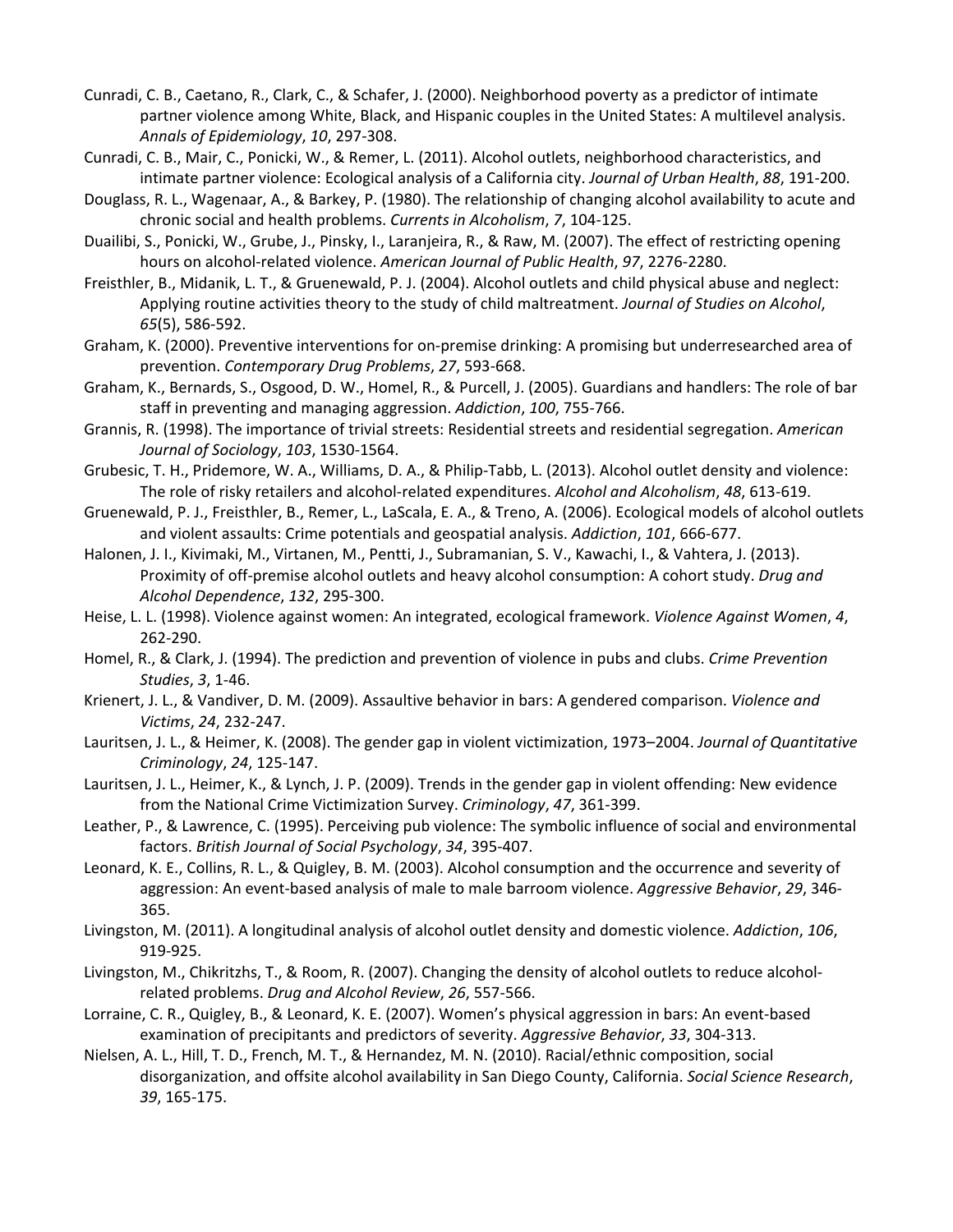Cunradi, C. B., Caetano, R., Clark, C., & Schafer, J. (2000). Neighborhood poverty as a predictor of intimate partner violence among White, Black, and Hispanic couples in the United States: A multilevel analysis. *Annals of Epidemiology*, *10*, 297-308.

Cunradi, C. B., Mair, C., Ponicki, W., & Remer, L. (2011). Alcohol outlets, neighborhood characteristics, and intimate partner violence: Ecological analysis of a California city. *Journal of Urban Health*, *88*, 191-200.

Douglass, R. L., Wagenaar, A., & Barkey, P. (1980). The relationship of changing alcohol availability to acute and chronic social and health problems. *Currents in Alcoholism*, *7*, 104-125.

Duailibi, S., Ponicki, W., Grube, J., Pinsky, I., Laranjeira, R., & Raw, M. (2007). The effect of restricting opening hours on alcohol-related violence. *American Journal of Public Health*, *97*, 2276-2280.

Freisthler, B., Midanik, L. T., & Gruenewald, P. J. (2004). Alcohol outlets and child physical abuse and neglect: Applying routine activities theory to the study of child maltreatment. *Journal of Studies on Alcohol*, *65*(5), 586-592.

Graham, K. (2000). Preventive interventions for on-premise drinking: A promising but underresearched area of prevention. *Contemporary Drug Problems*, *27*, 593-668.

Graham, K., Bernards, S., Osgood, D. W., Homel, R., & Purcell, J. (2005). Guardians and handlers: The role of bar staff in preventing and managing aggression. *Addiction*, *100*, 755-766.

Grannis, R. (1998). The importance of trivial streets: Residential streets and residential segregation. *American Journal of Sociology*, *103*, 1530-1564.

Grubesic, T. H., Pridemore, W. A., Williams, D. A., & Philip-Tabb, L. (2013). Alcohol outlet density and violence: The role of risky retailers and alcohol-related expenditures. *Alcohol and Alcoholism*, *48*, 613-619.

Gruenewald, P. J., Freisthler, B., Remer, L., LaScala, E. A., & Treno, A. (2006). Ecological models of alcohol outlets and violent assaults: Crime potentials and geospatial analysis. *Addiction*, *101*, 666-677.

Halonen, J. I., Kivimaki, M., Virtanen, M., Pentti, J., Subramanian, S. V., Kawachi, I., & Vahtera, J. (2013). Proximity of off-premise alcohol outlets and heavy alcohol consumption: A cohort study. *Drug and Alcohol Dependence*, *132*, 295-300.

Heise, L. L. (1998). Violence against women: An integrated, ecological framework. *Violence Against Women*, *4*, 262-290.

Homel, R., & Clark, J. (1994). The prediction and prevention of violence in pubs and clubs. *Crime Prevention Studies*, *3*, 1-46.

Krienert, J. L., & Vandiver, D. M. (2009). Assaultive behavior in bars: A gendered comparison. *Violence and Victims*, *24*, 232-247.

Lauritsen, J. L., & Heimer, K. (2008). The gender gap in violent victimization, 1973–2004. *Journal of Quantitative Criminology*, *24*, 125-147.

Lauritsen, J. L., Heimer, K., & Lynch, J. P. (2009). Trends in the gender gap in violent offending: New evidence from the National Crime Victimization Survey. *Criminology*, *47*, 361-399.

Leather, P., & Lawrence, C. (1995). Perceiving pub violence: The symbolic influence of social and environmental factors. *British Journal of Social Psychology*, *34*, 395-407.

Leonard, K. E., Collins, R. L., & Quigley, B. M. (2003). Alcohol consumption and the occurrence and severity of aggression: An event-based analysis of male to male barroom violence. *Aggressive Behavior*, *29*, 346-365.

Livingston, M. (2011). A longitudinal analysis of alcohol outlet density and domestic violence. *Addiction*, *106*, 919-925.

Livingston, M., Chikritzhs, T., & Room, R. (2007). Changing the density of alcohol outlets to reduce alcohol-related problems. *Drug and Alcohol Review*, *26*, 557-566.

Lorraine, C. R., Quigley, B., & Leonard, K. E. (2007). Women's physical aggression in bars: An event-based examination of precipitants and predictors of severity. *Aggressive Behavior*, *33*, 304-313.

Nielsen, A. L., Hill, T. D., French, M. T., & Hernandez, M. N. (2010). Racial/ethnic composition, social disorganization, and offsite alcohol availability in San Diego County, California. *Social Science Research*, *39*, 165-175.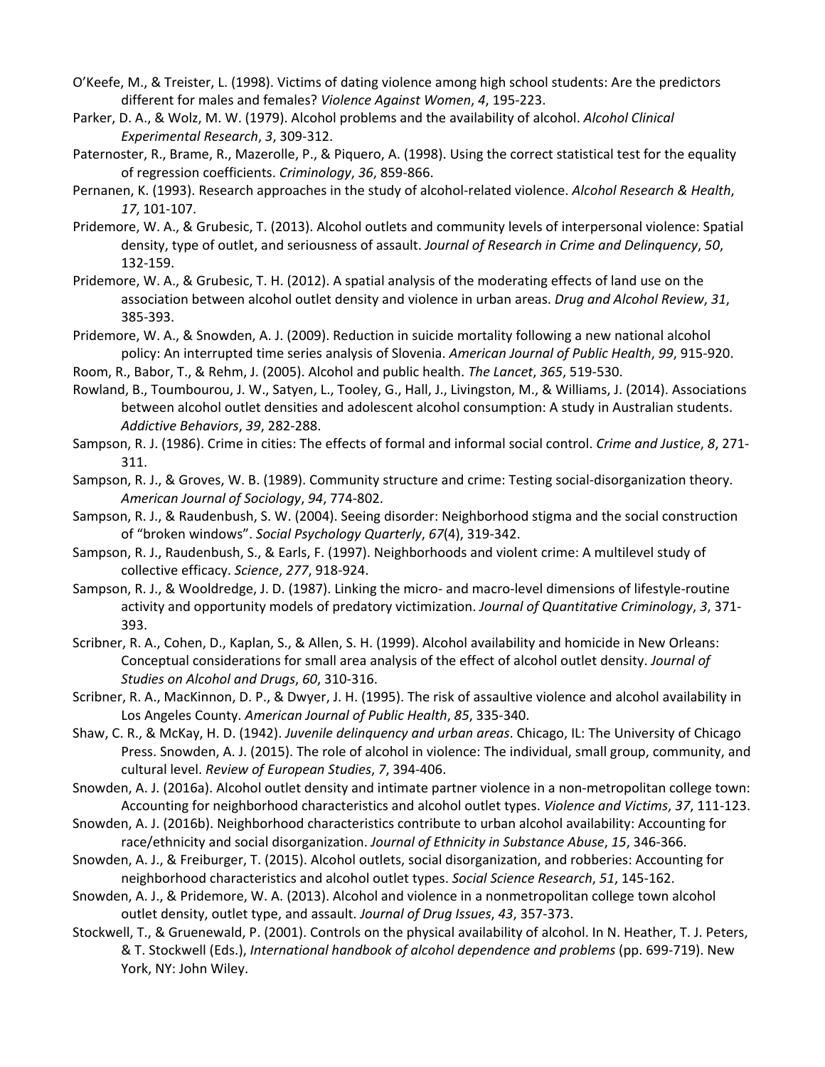O'Keefe, M., & Treister, L. (1998). Victims of dating violence among high school students: Are the predictors different for males and females? *Violence Against Women*, *4*, 195-223.

Parker, D. A., & Wolz, M. W. (1979). Alcohol problems and the availability of alcohol. *Alcohol Clinical Experimental Research*, *3*, 309-312.

Paternoster, R., Brame, R., Mazerolle, P., & Piquero, A. (1998). Using the correct statistical test for the equality of regression coefficients. *Criminology*, *36*, 859-866.

Pernanen, K. (1993). Research approaches in the study of alcohol-related violence. *Alcohol Research & Health*, *17*, 101-107.

Pridemore, W. A., & Grubesic, T. (2013). Alcohol outlets and community levels of interpersonal violence: Spatial density, type of outlet, and seriousness of assault. *Journal of Research in Crime and Delinquency*, *50*, 132-159.

Pridemore, W. A., & Grubesic, T. H. (2012). A spatial analysis of the moderating effects of land use on the association between alcohol outlet density and violence in urban areas. *Drug and Alcohol Review*, *31*, 385-393.

Pridemore, W. A., & Snowden, A. J. (2009). Reduction in suicide mortality following a new national alcohol policy: An interrupted time series analysis of Slovenia. *American Journal of Public Health*, *99*, 915-920.

Room, R., Babor, T., & Rehm, J. (2005). Alcohol and public health. *The Lancet*, *365*, 519-530.

Rowland, B., Toumbourou, J. W., Satyen, L., Tooley, G., Hall, J., Livingston, M., & Williams, J. (2014). Associations between alcohol outlet densities and adolescent alcohol consumption: A study in Australian students. *Addictive Behaviors*, *39*, 282-288.

Sampson, R. J. (1986). Crime in cities: The effects of formal and informal social control. *Crime and Justice*, *8*, 271-311.

Sampson, R. J., & Groves, W. B. (1989). Community structure and crime: Testing social-disorganization theory. *American Journal of Sociology*, *94*, 774-802.

Sampson, R. J., & Raudenbush, S. W. (2004). Seeing disorder: Neighborhood stigma and the social construction of "broken windows". *Social Psychology Quarterly*, *67*(4), 319-342.

Sampson, R. J., Raudenbush, S., & Earls, F. (1997). Neighborhoods and violent crime: A multilevel study of collective efficacy. *Science*, *277*, 918-924.

Sampson, R. J., & Wooldredge, J. D. (1987). Linking the micro- and macro-level dimensions of lifestyle-routine activity and opportunity models of predatory victimization. *Journal of Quantitative Criminology*, *3*, 371-393.

Scribner, R. A., Cohen, D., Kaplan, S., & Allen, S. H. (1999). Alcohol availability and homicide in New Orleans: Conceptual considerations for small area analysis of the effect of alcohol outlet density. *Journal of Studies on Alcohol and Drugs*, *60*, 310-316.

Scribner, R. A., MacKinnon, D. P., & Dwyer, J. H. (1995). The risk of assaultive violence and alcohol availability in Los Angeles County. *American Journal of Public Health*, *85*, 335-340.

Shaw, C. R., & McKay, H. D. (1942). *Juvenile delinquency and urban areas*. Chicago, IL: The University of Chicago Press. Snowden, A. J. (2015). The role of alcohol in violence: The individual, small group, community, and cultural level. *Review of European Studies*, *7*, 394-406.

Snowden, A. J. (2016a). Alcohol outlet density and intimate partner violence in a non-metropolitan college town: Accounting for neighborhood characteristics and alcohol outlet types. *Violence and Victims*, *37*, 111-123.

Snowden, A. J. (2016b). Neighborhood characteristics contribute to urban alcohol availability: Accounting for race/ethnicity and social disorganization. *Journal of Ethnicity in Substance Abuse*, *15*, 346-366.

Snowden, A. J., & Freiburger, T. (2015). Alcohol outlets, social disorganization, and robberies: Accounting for neighborhood characteristics and alcohol outlet types. *Social Science Research*, *51*, 145-162.

Snowden, A. J., & Pridemore, W. A. (2013). Alcohol and violence in a nonmetropolitan college town alcohol outlet density, outlet type, and assault. *Journal of Drug Issues*, *43*, 357-373.

Stockwell, T., & Gruenewald, P. (2001). Controls on the physical availability of alcohol. In N. Heather, T. J. Peters, & T. Stockwell (Eds.), *International handbook of alcohol dependence and problems* (pp. 699-719). New York, NY: John Wiley.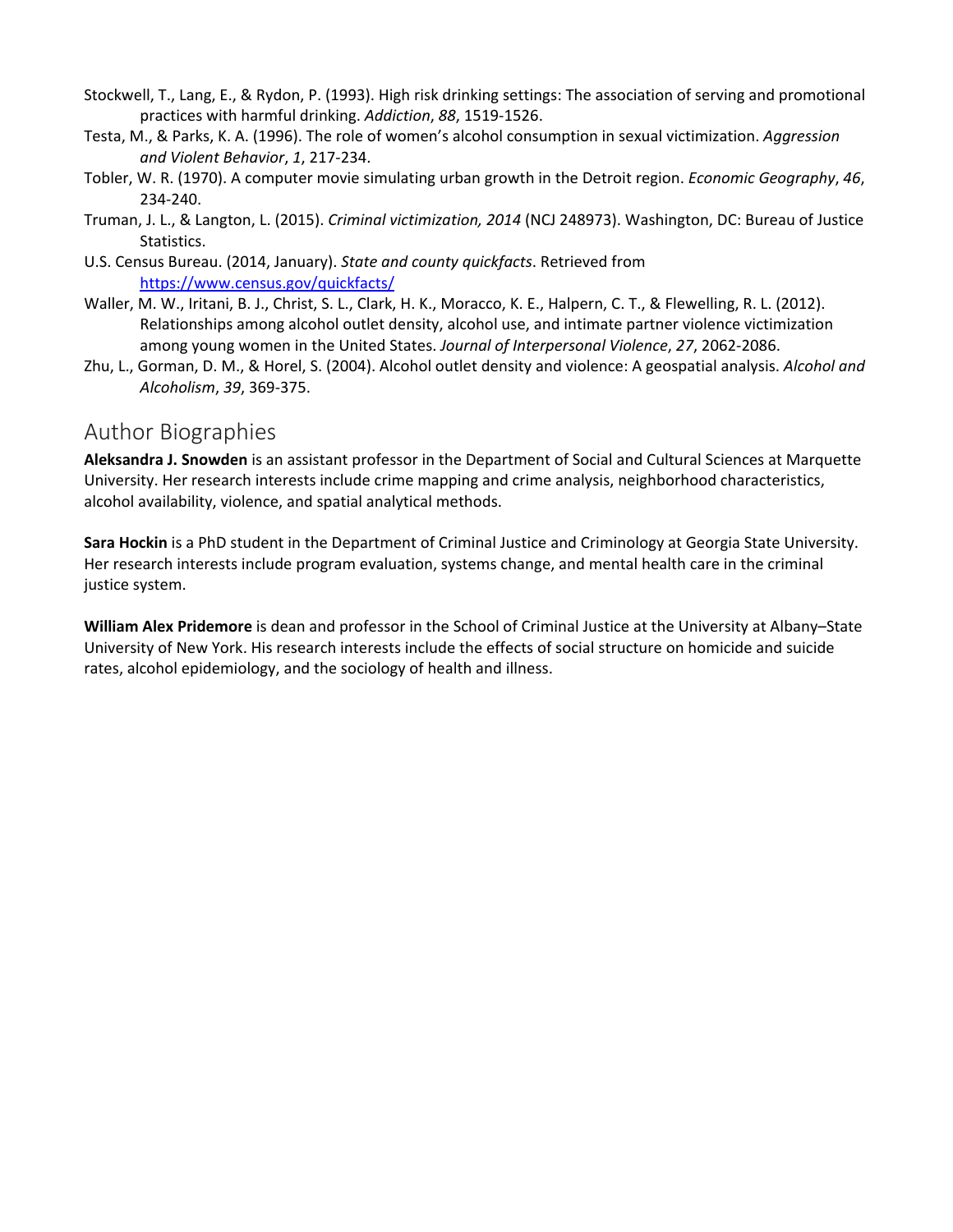Stockwell, T., Lang, E., & Rydon, P. (1993). High risk drinking settings: The association of serving and promotional practices with harmful drinking. *Addiction*, *88*, 1519-1526.

Testa, M., & Parks, K. A. (1996). The role of women's alcohol consumption in sexual victimization. *Aggression and Violent Behavior*, *1*, 217-234.

Tobler, W. R. (1970). A computer movie simulating urban growth in the Detroit region. *Economic Geography*, *46*, 234-240.

Truman, J. L., & Langton, L. (2015). *Criminal victimization, 2014* (NCJ 248973). Washington, DC: Bureau of Justice Statistics.

U.S. Census Bureau. (2014, January). *State and county quickfacts*. Retrieved from https://www.census.gov/quickfacts/

Waller, M. W., Iritani, B. J., Christ, S. L., Clark, H. K., Moracco, K. E., Halpern, C. T., & Flewelling, R. L. (2012). Relationships among alcohol outlet density, alcohol use, and intimate partner violence victimization among young women in the United States. *Journal of Interpersonal Violence*, *27*, 2062-2086.

Zhu, L., Gorman, D. M., & Horel, S. (2004). Alcohol outlet density and violence: A geospatial analysis. *Alcohol and Alcoholism*, *39*, 369-375.

## Author Biographies

**Aleksandra J. Snowden** is an assistant professor in the Department of Social and Cultural Sciences at Marquette University. Her research interests include crime mapping and crime analysis, neighborhood characteristics, alcohol availability, violence, and spatial analytical methods.

**Sara Hockin** is a PhD student in the Department of Criminal Justice and Criminology at Georgia State University. Her research interests include program evaluation, systems change, and mental health care in the criminal justice system.

**William Alex Pridemore** is dean and professor in the School of Criminal Justice at the University at Albany–State University of New York. His research interests include the effects of social structure on homicide and suicide rates, alcohol epidemiology, and the sociology of health and illness.